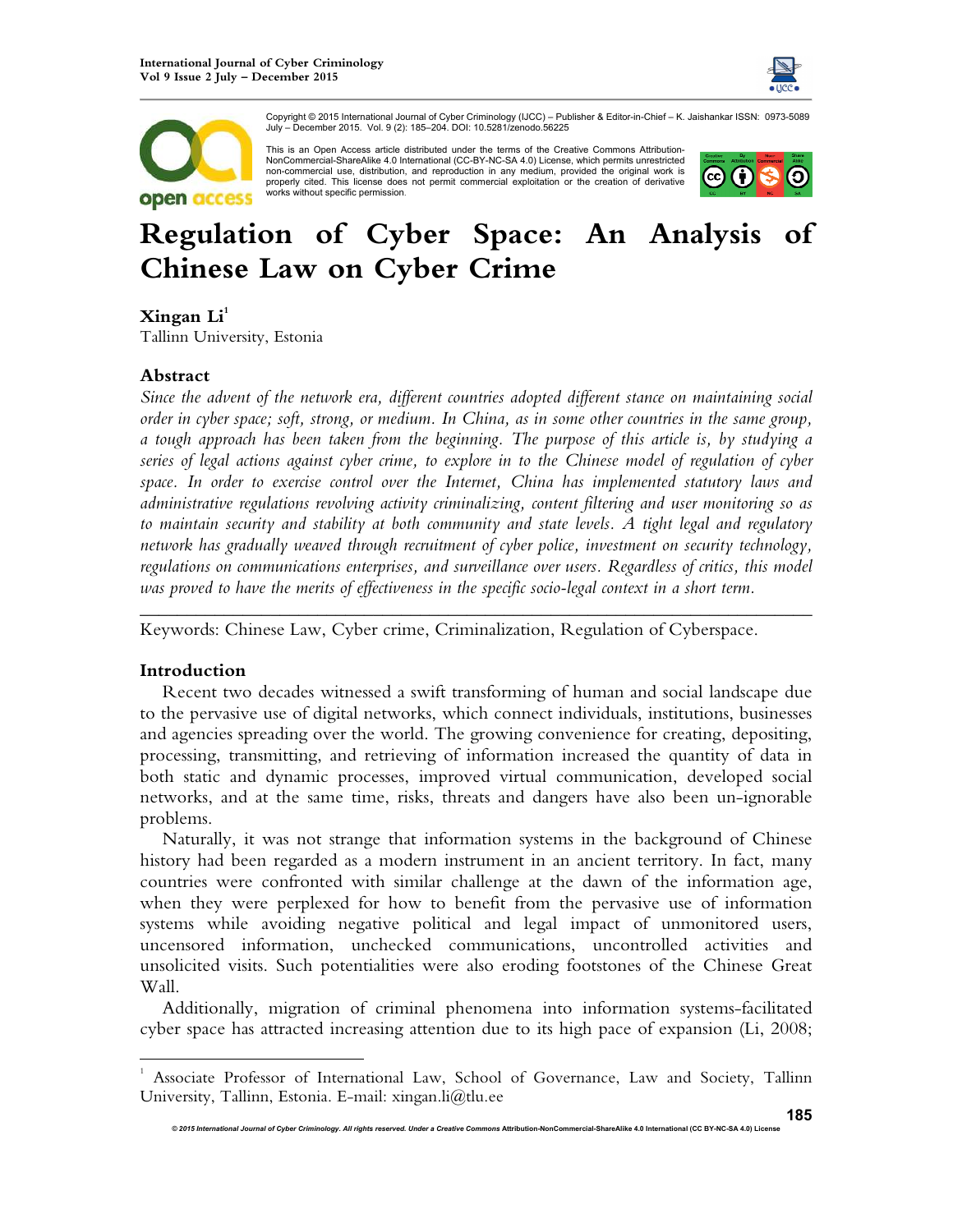Copyright © 2015 International Journal of Cyber Criminology (IJCC) – Publisher & Editor-in-Chief – K. Jaishankar ISSN: 0973-5089 July – December 2015. Vol. 9 (2): 185–204. DOI: 10.5281/zenodo.56225

This is an Open Access article distributed under the terms of the Creative Commons Attribution-NonCommercial-ShareAlike 4.0 International (CC-BY-NC-SA 4.0) License, which permits unrestricted non-commercial use, distribution, and reproduction in any medium, provided the original work is properly cited. This license does not permit commercial exploitation or the creation of derivative works without specific permission.

# Regulation of Cyber Space: An Analysis of Chinese Law on Cyber Crime

**Xingan Li**[1]
Tallinn University, Estonia

## Abstract

*Since the advent of the network era, different countries adopted different stance on maintaining social order in cyber space; soft, strong, or medium. In China, as in some other countries in the same group, a tough approach has been taken from the beginning. The purpose of this article is, by studying a series of legal actions against cyber crime, to explore in to the Chinese model of regulation of cyber space. In order to exercise control over the Internet, China has implemented statutory laws and administrative regulations revolving activity criminalizing, content filtering and user monitoring so as to maintain security and stability at both community and state levels. A tight legal and regulatory network has gradually weaved through recruitment of cyber police, investment on security technology, regulations on communications enterprises, and surveillance over users. Regardless of critics, this model was proved to have the merits of effectiveness in the specific socio-legal context in a short term.*

---

Keywords: Chinese Law, Cyber crime, Criminalization, Regulation of Cyberspace.

## Introduction

Recent two decades witnessed a swift transforming of human and social landscape due to the pervasive use of digital networks, which connect individuals, institutions, businesses and agencies spreading over the world. The growing convenience for creating, depositing, processing, transmitting, and retrieving of information increased the quantity of data in both static and dynamic processes, improved virtual communication, developed social networks, and at the same time, risks, threats and dangers have also been un-ignorable problems.

Naturally, it was not strange that information systems in the background of Chinese history had been regarded as a modern instrument in an ancient territory. In fact, many countries were confronted with similar challenge at the dawn of the information age, when they were perplexed for how to benefit from the pervasive use of information systems while avoiding negative political and legal impact of unmonitored users, uncensored information, unchecked communications, uncontrolled activities and unsolicited visits. Such potentialities were also eroding footstones of the Chinese Great Wall.

Additionally, migration of criminal phenomena into information systems-facilitated cyber space has attracted increasing attention due to its high pace of expansion (Li, 2008;

---

[1] Associate Professor of International Law, School of Governance, Law and Society, Tallinn University, Tallinn, Estonia. E-mail: xingan.li@tlu.ee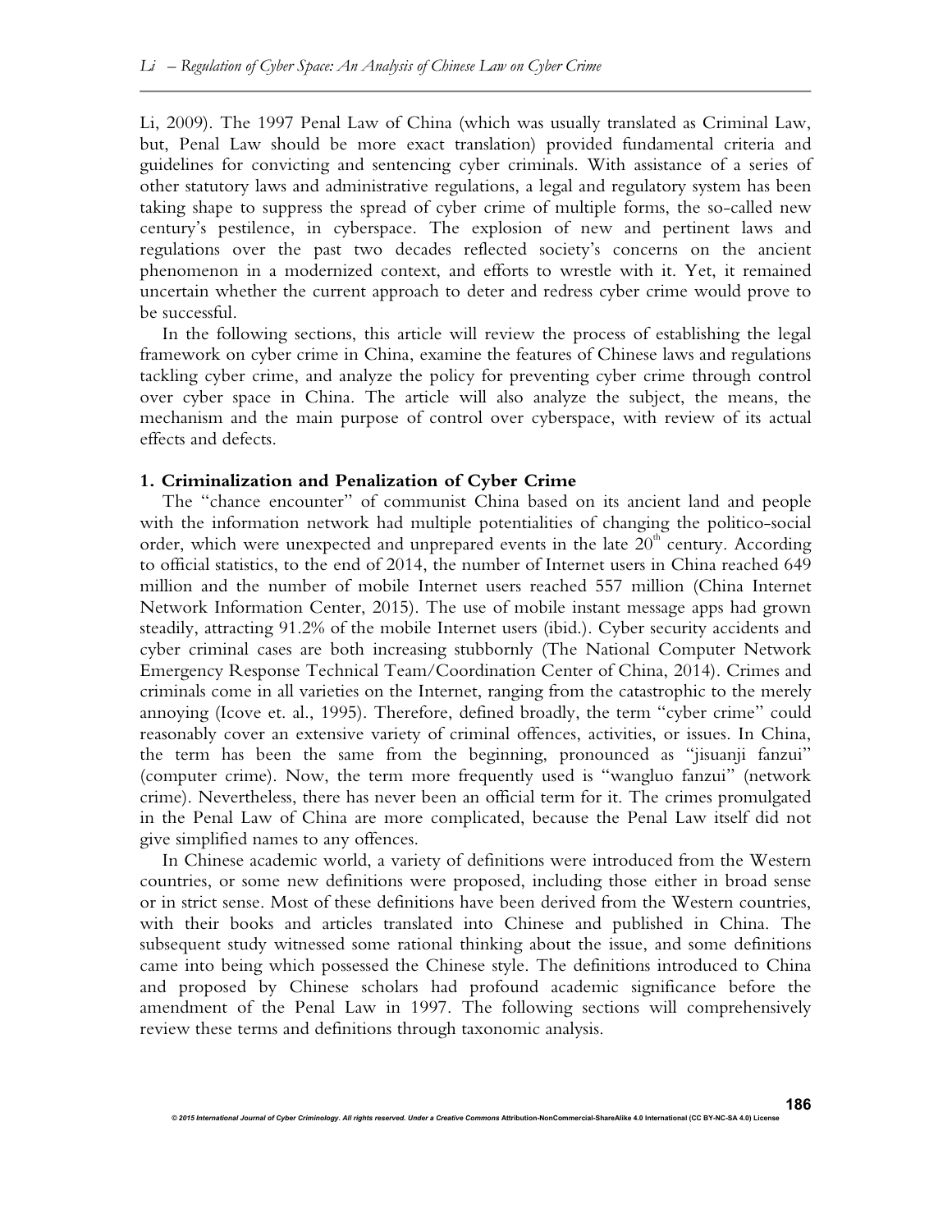Li, 2009). The 1997 Penal Law of China (which was usually translated as Criminal Law, but, Penal Law should be more exact translation) provided fundamental criteria and guidelines for convicting and sentencing cyber criminals. With assistance of a series of other statutory laws and administrative regulations, a legal and regulatory system has been taking shape to suppress the spread of cyber crime of multiple forms, the so-called new century's pestilence, in cyberspace. The explosion of new and pertinent laws and regulations over the past two decades reflected society's concerns on the ancient phenomenon in a modernized context, and efforts to wrestle with it. Yet, it remained uncertain whether the current approach to deter and redress cyber crime would prove to be successful.

In the following sections, this article will review the process of establishing the legal framework on cyber crime in China, examine the features of Chinese laws and regulations tackling cyber crime, and analyze the policy for preventing cyber crime through control over cyber space in China. The article will also analyze the subject, the means, the mechanism and the main purpose of control over cyberspace, with review of its actual effects and defects.

## 1. Criminalization and Penalization of Cyber Crime

The "chance encounter" of communist China based on its ancient land and people with the information network had multiple potentialities of changing the politico-social order, which were unexpected and unprepared events in the late 20th century. According to official statistics, to the end of 2014, the number of Internet users in China reached 649 million and the number of mobile Internet users reached 557 million (China Internet Network Information Center, 2015). The use of mobile instant message apps had grown steadily, attracting 91.2% of the mobile Internet users (ibid.). Cyber security accidents and cyber criminal cases are both increasing stubbornly (The National Computer Network Emergency Response Technical Team/Coordination Center of China, 2014). Crimes and criminals come in all varieties on the Internet, ranging from the catastrophic to the merely annoying (Icove et. al., 1995). Therefore, defined broadly, the term "cyber crime" could reasonably cover an extensive variety of criminal offences, activities, or issues. In China, the term has been the same from the beginning, pronounced as "jisuanji fanzui" (computer crime). Now, the term more frequently used is "wangluo fanzui" (network crime). Nevertheless, there has never been an official term for it. The crimes promulgated in the Penal Law of China are more complicated, because the Penal Law itself did not give simplified names to any offences.

In Chinese academic world, a variety of definitions were introduced from the Western countries, or some new definitions were proposed, including those either in broad sense or in strict sense. Most of these definitions have been derived from the Western countries, with their books and articles translated into Chinese and published in China. The subsequent study witnessed some rational thinking about the issue, and some definitions came into being which possessed the Chinese style. The definitions introduced to China and proposed by Chinese scholars had profound academic significance before the amendment of the Penal Law in 1997. The following sections will comprehensively review these terms and definitions through taxonomic analysis.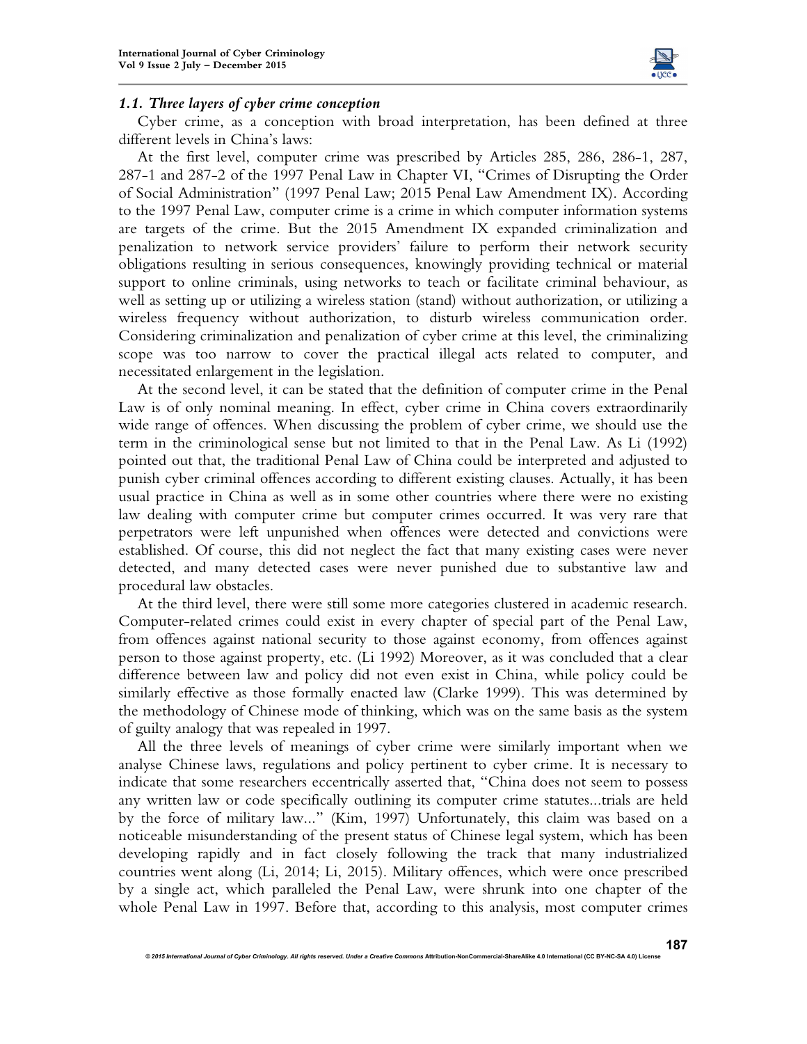### *1.1. Three layers of cyber crime conception*

Cyber crime, as a conception with broad interpretation, has been defined at three different levels in China's laws:

At the first level, computer crime was prescribed by Articles 285, 286, 286-1, 287, 287-1 and 287-2 of the 1997 Penal Law in Chapter VI, "Crimes of Disrupting the Order of Social Administration" (1997 Penal Law; 2015 Penal Law Amendment IX). According to the 1997 Penal Law, computer crime is a crime in which computer information systems are targets of the crime. But the 2015 Amendment IX expanded criminalization and penalization to network service providers' failure to perform their network security obligations resulting in serious consequences, knowingly providing technical or material support to online criminals, using networks to teach or facilitate criminal behaviour, as well as setting up or utilizing a wireless station (stand) without authorization, or utilizing a wireless frequency without authorization, to disturb wireless communication order. Considering criminalization and penalization of cyber crime at this level, the criminalizing scope was too narrow to cover the practical illegal acts related to computer, and necessitated enlargement in the legislation.

At the second level, it can be stated that the definition of computer crime in the Penal Law is of only nominal meaning. In effect, cyber crime in China covers extraordinarily wide range of offences. When discussing the problem of cyber crime, we should use the term in the criminological sense but not limited to that in the Penal Law. As Li (1992) pointed out that, the traditional Penal Law of China could be interpreted and adjusted to punish cyber criminal offences according to different existing clauses. Actually, it has been usual practice in China as well as in some other countries where there were no existing law dealing with computer crime but computer crimes occurred. It was very rare that perpetrators were left unpunished when offences were detected and convictions were established. Of course, this did not neglect the fact that many existing cases were never detected, and many detected cases were never punished due to substantive law and procedural law obstacles.

At the third level, there were still some more categories clustered in academic research. Computer-related crimes could exist in every chapter of special part of the Penal Law, from offences against national security to those against economy, from offences against person to those against property, etc. (Li 1992) Moreover, as it was concluded that a clear difference between law and policy did not even exist in China, while policy could be similarly effective as those formally enacted law (Clarke 1999). This was determined by the methodology of Chinese mode of thinking, which was on the same basis as the system of guilty analogy that was repealed in 1997.

All the three levels of meanings of cyber crime were similarly important when we analyse Chinese laws, regulations and policy pertinent to cyber crime. It is necessary to indicate that some researchers eccentrically asserted that, "China does not seem to possess any written law or code specifically outlining its computer crime statutes...trials are held by the force of military law..." (Kim, 1997) Unfortunately, this claim was based on a noticeable misunderstanding of the present status of Chinese legal system, which has been developing rapidly and in fact closely following the track that many industrialized countries went along (Li, 2014; Li, 2015). Military offences, which were once prescribed by a single act, which paralleled the Penal Law, were shrunk into one chapter of the whole Penal Law in 1997. Before that, according to this analysis, most computer crimes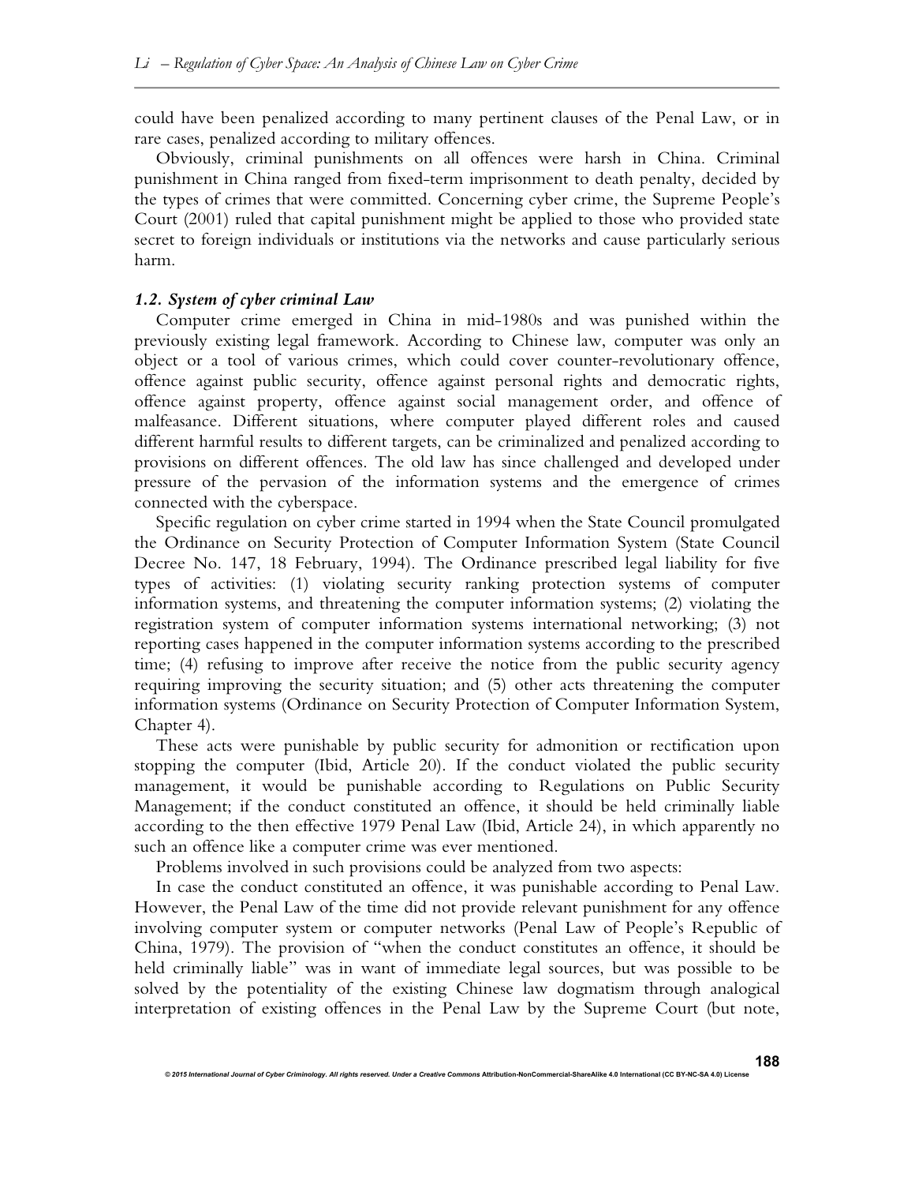could have been penalized according to many pertinent clauses of the Penal Law, or in rare cases, penalized according to military offences.

Obviously, criminal punishments on all offences were harsh in China. Criminal punishment in China ranged from fixed-term imprisonment to death penalty, decided by the types of crimes that were committed. Concerning cyber crime, the Supreme People's Court (2001) ruled that capital punishment might be applied to those who provided state secret to foreign individuals or institutions via the networks and cause particularly serious harm.

### *1.2. System of cyber criminal Law*

Computer crime emerged in China in mid-1980s and was punished within the previously existing legal framework. According to Chinese law, computer was only an object or a tool of various crimes, which could cover counter-revolutionary offence, offence against public security, offence against personal rights and democratic rights, offence against property, offence against social management order, and offence of malfeasance. Different situations, where computer played different roles and caused different harmful results to different targets, can be criminalized and penalized according to provisions on different offences. The old law has since challenged and developed under pressure of the pervasion of the information systems and the emergence of crimes connected with the cyberspace.

Specific regulation on cyber crime started in 1994 when the State Council promulgated the Ordinance on Security Protection of Computer Information System (State Council Decree No. 147, 18 February, 1994). The Ordinance prescribed legal liability for five types of activities: (1) violating security ranking protection systems of computer information systems, and threatening the computer information systems; (2) violating the registration system of computer information systems international networking; (3) not reporting cases happened in the computer information systems according to the prescribed time; (4) refusing to improve after receive the notice from the public security agency requiring improving the security situation; and (5) other acts threatening the computer information systems (Ordinance on Security Protection of Computer Information System, Chapter 4).

These acts were punishable by public security for admonition or rectification upon stopping the computer (Ibid, Article 20). If the conduct violated the public security management, it would be punishable according to Regulations on Public Security Management; if the conduct constituted an offence, it should be held criminally liable according to the then effective 1979 Penal Law (Ibid, Article 24), in which apparently no such an offence like a computer crime was ever mentioned.

Problems involved in such provisions could be analyzed from two aspects:

In case the conduct constituted an offence, it was punishable according to Penal Law. However, the Penal Law of the time did not provide relevant punishment for any offence involving computer system or computer networks (Penal Law of People's Republic of China, 1979). The provision of "when the conduct constitutes an offence, it should be held criminally liable" was in want of immediate legal sources, but was possible to be solved by the potentiality of the existing Chinese law dogmatism through analogical interpretation of existing offences in the Penal Law by the Supreme Court (but note,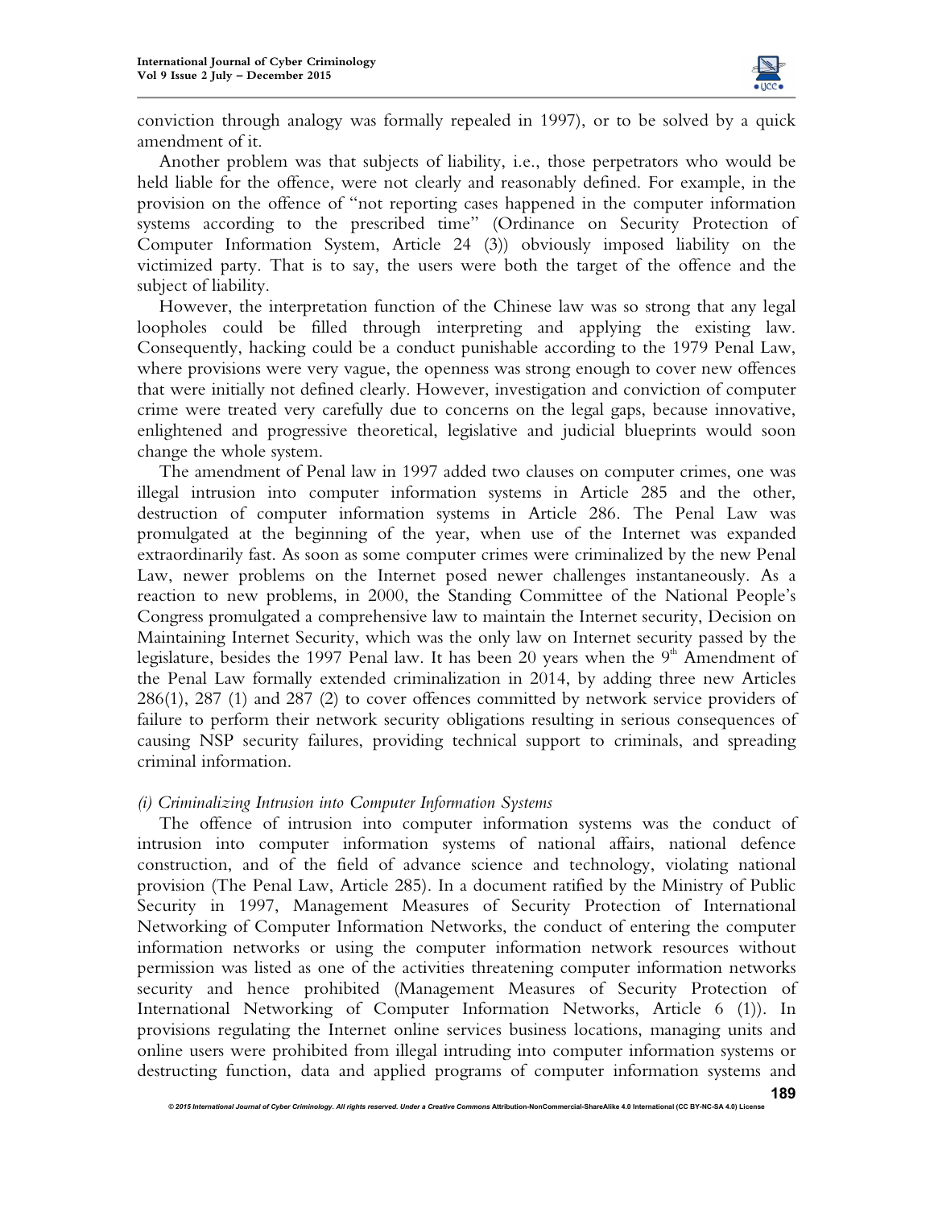conviction through analogy was formally repealed in 1997), or to be solved by a quick amendment of it.

Another problem was that subjects of liability, i.e., those perpetrators who would be held liable for the offence, were not clearly and reasonably defined. For example, in the provision on the offence of "not reporting cases happened in the computer information systems according to the prescribed time" (Ordinance on Security Protection of Computer Information System, Article 24 (3)) obviously imposed liability on the victimized party. That is to say, the users were both the target of the offence and the subject of liability.

However, the interpretation function of the Chinese law was so strong that any legal loopholes could be filled through interpreting and applying the existing law. Consequently, hacking could be a conduct punishable according to the 1979 Penal Law, where provisions were very vague, the openness was strong enough to cover new offences that were initially not defined clearly. However, investigation and conviction of computer crime were treated very carefully due to concerns on the legal gaps, because innovative, enlightened and progressive theoretical, legislative and judicial blueprints would soon change the whole system.

The amendment of Penal law in 1997 added two clauses on computer crimes, one was illegal intrusion into computer information systems in Article 285 and the other, destruction of computer information systems in Article 286. The Penal Law was promulgated at the beginning of the year, when use of the Internet was expanded extraordinarily fast. As soon as some computer crimes were criminalized by the new Penal Law, newer problems on the Internet posed newer challenges instantaneously. As a reaction to new problems, in 2000, the Standing Committee of the National People's Congress promulgated a comprehensive law to maintain the Internet security, Decision on Maintaining Internet Security, which was the only law on Internet security passed by the legislature, besides the 1997 Penal law. It has been 20 years when the 9th Amendment of the Penal Law formally extended criminalization in 2014, by adding three new Articles 286(1), 287 (1) and 287 (2) to cover offences committed by network service providers of failure to perform their network security obligations resulting in serious consequences of causing NSP security failures, providing technical support to criminals, and spreading criminal information.

*(i) Criminalizing Intrusion into Computer Information Systems*

The offence of intrusion into computer information systems was the conduct of intrusion into computer information systems of national affairs, national defence construction, and of the field of advance science and technology, violating national provision (The Penal Law, Article 285). In a document ratified by the Ministry of Public Security in 1997, Management Measures of Security Protection of International Networking of Computer Information Networks, the conduct of entering the computer information networks or using the computer information network resources without permission was listed as one of the activities threatening computer information networks security and hence prohibited (Management Measures of Security Protection of International Networking of Computer Information Networks, Article 6 (1)). In provisions regulating the Internet online services business locations, managing units and online users were prohibited from illegal intruding into computer information systems or destructing function, data and applied programs of computer information systems and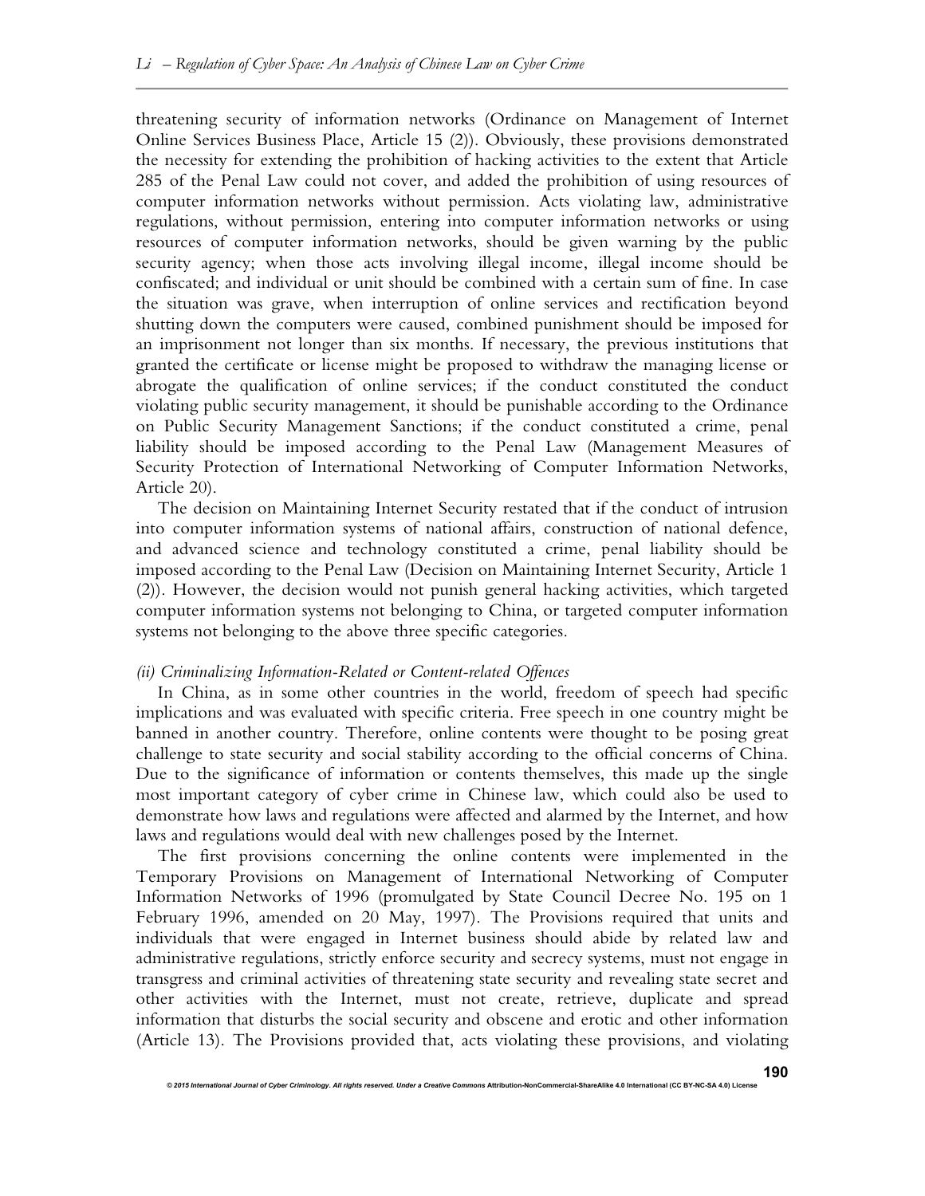threatening security of information networks (Ordinance on Management of Internet Online Services Business Place, Article 15 (2)). Obviously, these provisions demonstrated the necessity for extending the prohibition of hacking activities to the extent that Article 285 of the Penal Law could not cover, and added the prohibition of using resources of computer information networks without permission. Acts violating law, administrative regulations, without permission, entering into computer information networks or using resources of computer information networks, should be given warning by the public security agency; when those acts involving illegal income, illegal income should be confiscated; and individual or unit should be combined with a certain sum of fine. In case the situation was grave, when interruption of online services and rectification beyond shutting down the computers were caused, combined punishment should be imposed for an imprisonment not longer than six months. If necessary, the previous institutions that granted the certificate or license might be proposed to withdraw the managing license or abrogate the qualification of online services; if the conduct constituted the conduct violating public security management, it should be punishable according to the Ordinance on Public Security Management Sanctions; if the conduct constituted a crime, penal liability should be imposed according to the Penal Law (Management Measures of Security Protection of International Networking of Computer Information Networks, Article 20).

The decision on Maintaining Internet Security restated that if the conduct of intrusion into computer information systems of national affairs, construction of national defence, and advanced science and technology constituted a crime, penal liability should be imposed according to the Penal Law (Decision on Maintaining Internet Security, Article 1 (2)). However, the decision would not punish general hacking activities, which targeted computer information systems not belonging to China, or targeted computer information systems not belonging to the above three specific categories.

*(ii) Criminalizing Information-Related or Content-related Offences*

In China, as in some other countries in the world, freedom of speech had specific implications and was evaluated with specific criteria. Free speech in one country might be banned in another country. Therefore, online contents were thought to be posing great challenge to state security and social stability according to the official concerns of China. Due to the significance of information or contents themselves, this made up the single most important category of cyber crime in Chinese law, which could also be used to demonstrate how laws and regulations were affected and alarmed by the Internet, and how laws and regulations would deal with new challenges posed by the Internet.

The first provisions concerning the online contents were implemented in the Temporary Provisions on Management of International Networking of Computer Information Networks of 1996 (promulgated by State Council Decree No. 195 on 1 February 1996, amended on 20 May, 1997). The Provisions required that units and individuals that were engaged in Internet business should abide by related law and administrative regulations, strictly enforce security and secrecy systems, must not engage in transgress and criminal activities of threatening state security and revealing state secret and other activities with the Internet, must not create, retrieve, duplicate and spread information that disturbs the social security and obscene and erotic and other information (Article 13). The Provisions provided that, acts violating these provisions, and violating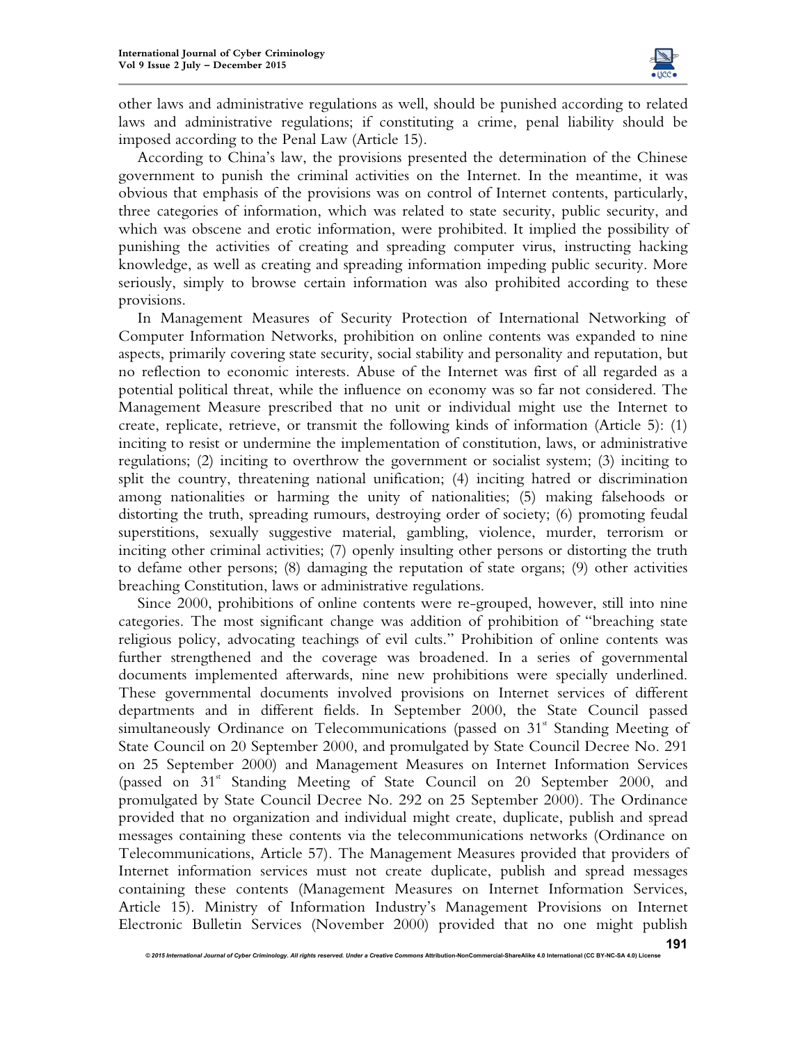other laws and administrative regulations as well, should be punished according to related laws and administrative regulations; if constituting a crime, penal liability should be imposed according to the Penal Law (Article 15).

According to China's law, the provisions presented the determination of the Chinese government to punish the criminal activities on the Internet. In the meantime, it was obvious that emphasis of the provisions was on control of Internet contents, particularly, three categories of information, which was related to state security, public security, and which was obscene and erotic information, were prohibited. It implied the possibility of punishing the activities of creating and spreading computer virus, instructing hacking knowledge, as well as creating and spreading information impeding public security. More seriously, simply to browse certain information was also prohibited according to these provisions.

In Management Measures of Security Protection of International Networking of Computer Information Networks, prohibition on online contents was expanded to nine aspects, primarily covering state security, social stability and personality and reputation, but no reflection to economic interests. Abuse of the Internet was first of all regarded as a potential political threat, while the influence on economy was so far not considered. The Management Measure prescribed that no unit or individual might use the Internet to create, replicate, retrieve, or transmit the following kinds of information (Article 5): (1) inciting to resist or undermine the implementation of constitution, laws, or administrative regulations; (2) inciting to overthrow the government or socialist system; (3) inciting to split the country, threatening national unification; (4) inciting hatred or discrimination among nationalities or harming the unity of nationalities; (5) making falsehoods or distorting the truth, spreading rumours, destroying order of society; (6) promoting feudal superstitions, sexually suggestive material, gambling, violence, murder, terrorism or inciting other criminal activities; (7) openly insulting other persons or distorting the truth to defame other persons; (8) damaging the reputation of state organs; (9) other activities breaching Constitution, laws or administrative regulations.

Since 2000, prohibitions of online contents were re-grouped, however, still into nine categories. The most significant change was addition of prohibition of "breaching state religious policy, advocating teachings of evil cults." Prohibition of online contents was further strengthened and the coverage was broadened. In a series of governmental documents implemented afterwards, nine new prohibitions were specially underlined. These governmental documents involved provisions on Internet services of different departments and in different fields. In September 2000, the State Council passed simultaneously Ordinance on Telecommunications (passed on 31st Standing Meeting of State Council on 20 September 2000, and promulgated by State Council Decree No. 291 on 25 September 2000) and Management Measures on Internet Information Services (passed on 31st Standing Meeting of State Council on 20 September 2000, and promulgated by State Council Decree No. 292 on 25 September 2000). The Ordinance provided that no organization and individual might create, duplicate, publish and spread messages containing these contents via the telecommunications networks (Ordinance on Telecommunications, Article 57). The Management Measures provided that providers of Internet information services must not create duplicate, publish and spread messages containing these contents (Management Measures on Internet Information Services, Article 15). Ministry of Information Industry's Management Provisions on Internet Electronic Bulletin Services (November 2000) provided that no one might publish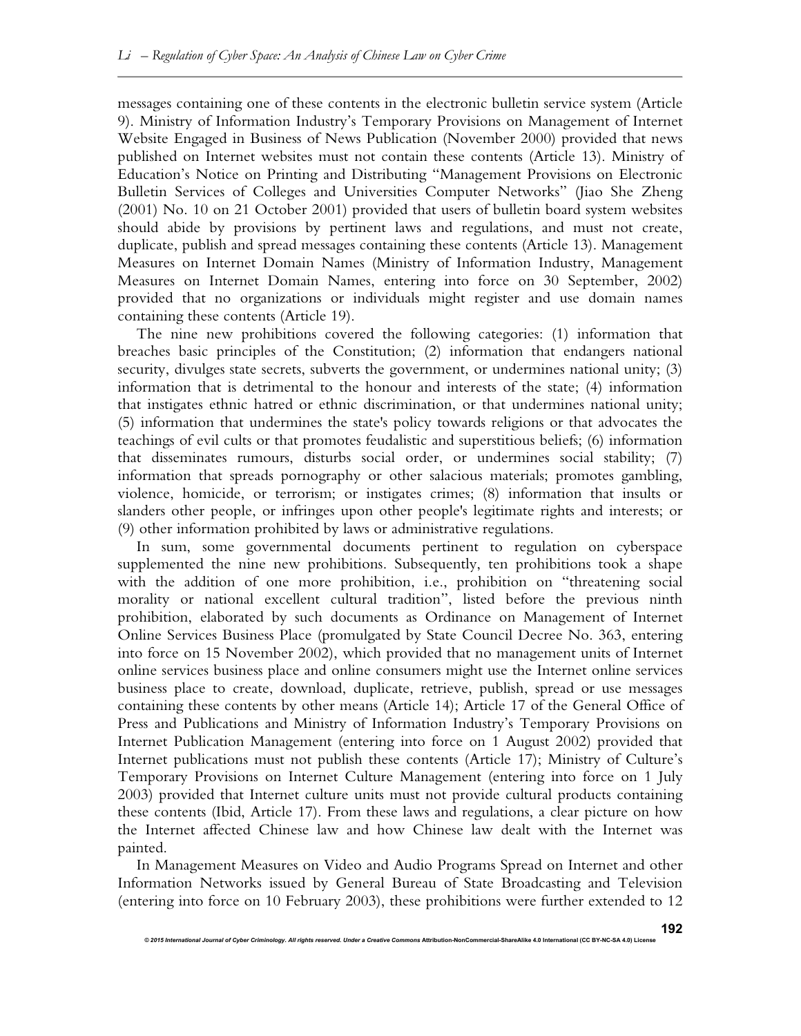messages containing one of these contents in the electronic bulletin service system (Article 9). Ministry of Information Industry's Temporary Provisions on Management of Internet Website Engaged in Business of News Publication (November 2000) provided that news published on Internet websites must not contain these contents (Article 13). Ministry of Education's Notice on Printing and Distributing "Management Provisions on Electronic Bulletin Services of Colleges and Universities Computer Networks" (Jiao She Zheng (2001) No. 10 on 21 October 2001) provided that users of bulletin board system websites should abide by provisions by pertinent laws and regulations, and must not create, duplicate, publish and spread messages containing these contents (Article 13). Management Measures on Internet Domain Names (Ministry of Information Industry, Management Measures on Internet Domain Names, entering into force on 30 September, 2002) provided that no organizations or individuals might register and use domain names containing these contents (Article 19).

The nine new prohibitions covered the following categories: (1) information that breaches basic principles of the Constitution; (2) information that endangers national security, divulges state secrets, subverts the government, or undermines national unity; (3) information that is detrimental to the honour and interests of the state; (4) information that instigates ethnic hatred or ethnic discrimination, or that undermines national unity; (5) information that undermines the state's policy towards religions or that advocates the teachings of evil cults or that promotes feudalistic and superstitious beliefs; (6) information that disseminates rumours, disturbs social order, or undermines social stability; (7) information that spreads pornography or other salacious materials; promotes gambling, violence, homicide, or terrorism; or instigates crimes; (8) information that insults or slanders other people, or infringes upon other people's legitimate rights and interests; or (9) other information prohibited by laws or administrative regulations.

In sum, some governmental documents pertinent to regulation on cyberspace supplemented the nine new prohibitions. Subsequently, ten prohibitions took a shape with the addition of one more prohibition, i.e., prohibition on "threatening social morality or national excellent cultural tradition", listed before the previous ninth prohibition, elaborated by such documents as Ordinance on Management of Internet Online Services Business Place (promulgated by State Council Decree No. 363, entering into force on 15 November 2002), which provided that no management units of Internet online services business place and online consumers might use the Internet online services business place to create, download, duplicate, retrieve, publish, spread or use messages containing these contents by other means (Article 14); Article 17 of the General Office of Press and Publications and Ministry of Information Industry's Temporary Provisions on Internet Publication Management (entering into force on 1 August 2002) provided that Internet publications must not publish these contents (Article 17); Ministry of Culture's Temporary Provisions on Internet Culture Management (entering into force on 1 July 2003) provided that Internet culture units must not provide cultural products containing these contents (Ibid, Article 17). From these laws and regulations, a clear picture on how the Internet affected Chinese law and how Chinese law dealt with the Internet was painted.

In Management Measures on Video and Audio Programs Spread on Internet and other Information Networks issued by General Bureau of State Broadcasting and Television (entering into force on 10 February 2003), these prohibitions were further extended to 12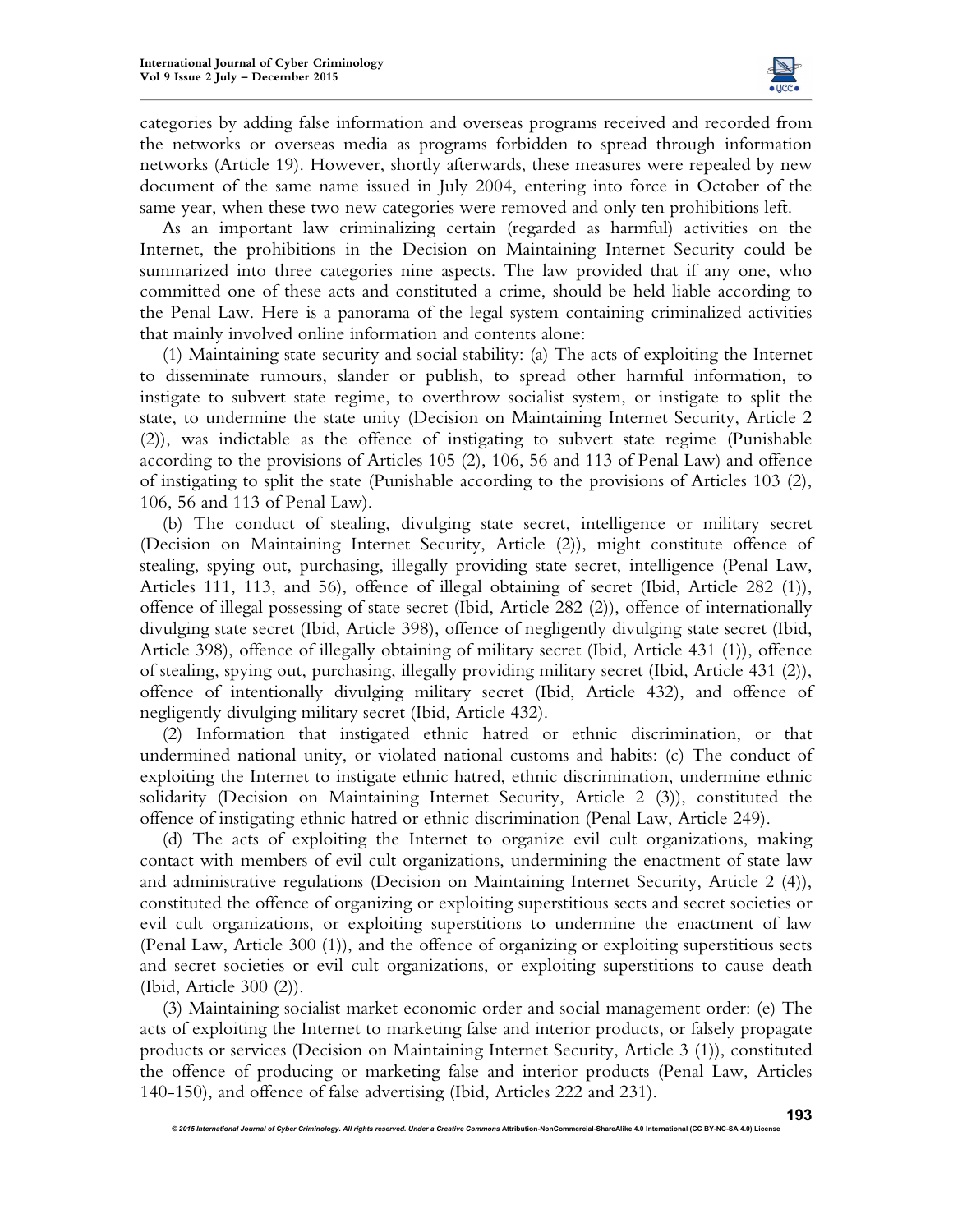categories by adding false information and overseas programs received and recorded from the networks or overseas media as programs forbidden to spread through information networks (Article 19). However, shortly afterwards, these measures were repealed by new document of the same name issued in July 2004, entering into force in October of the same year, when these two new categories were removed and only ten prohibitions left.

As an important law criminalizing certain (regarded as harmful) activities on the Internet, the prohibitions in the Decision on Maintaining Internet Security could be summarized into three categories nine aspects. The law provided that if any one, who committed one of these acts and constituted a crime, should be held liable according to the Penal Law. Here is a panorama of the legal system containing criminalized activities that mainly involved online information and contents alone:

(1) Maintaining state security and social stability: (a) The acts of exploiting the Internet to disseminate rumours, slander or publish, to spread other harmful information, to instigate to subvert state regime, to overthrow socialist system, or instigate to split the state, to undermine the state unity (Decision on Maintaining Internet Security, Article 2 (2)), was indictable as the offence of instigating to subvert state regime (Punishable according to the provisions of Articles 105 (2), 106, 56 and 113 of Penal Law) and offence of instigating to split the state (Punishable according to the provisions of Articles 103 (2), 106, 56 and 113 of Penal Law).

(b) The conduct of stealing, divulging state secret, intelligence or military secret (Decision on Maintaining Internet Security, Article (2)), might constitute offence of stealing, spying out, purchasing, illegally providing state secret, intelligence (Penal Law, Articles 111, 113, and 56), offence of illegal obtaining of secret (Ibid, Article 282 (1)), offence of illegal possessing of state secret (Ibid, Article 282 (2)), offence of internationally divulging state secret (Ibid, Article 398), offence of negligently divulging state secret (Ibid, Article 398), offence of illegally obtaining of military secret (Ibid, Article 431 (1)), offence of stealing, spying out, purchasing, illegally providing military secret (Ibid, Article 431 (2)), offence of intentionally divulging military secret (Ibid, Article 432), and offence of negligently divulging military secret (Ibid, Article 432).

(2) Information that instigated ethnic hatred or ethnic discrimination, or that undermined national unity, or violated national customs and habits: (c) The conduct of exploiting the Internet to instigate ethnic hatred, ethnic discrimination, undermine ethnic solidarity (Decision on Maintaining Internet Security, Article 2 (3)), constituted the offence of instigating ethnic hatred or ethnic discrimination (Penal Law, Article 249).

(d) The acts of exploiting the Internet to organize evil cult organizations, making contact with members of evil cult organizations, undermining the enactment of state law and administrative regulations (Decision on Maintaining Internet Security, Article 2 (4)), constituted the offence of organizing or exploiting superstitious sects and secret societies or evil cult organizations, or exploiting superstitions to undermine the enactment of law (Penal Law, Article 300 (1)), and the offence of organizing or exploiting superstitious sects and secret societies or evil cult organizations, or exploiting superstitions to cause death (Ibid, Article 300 (2)).

(3) Maintaining socialist market economic order and social management order: (e) The acts of exploiting the Internet to marketing false and interior products, or falsely propagate products or services (Decision on Maintaining Internet Security, Article 3 (1)), constituted the offence of producing or marketing false and interior products (Penal Law, Articles 140-150), and offence of false advertising (Ibid, Articles 222 and 231).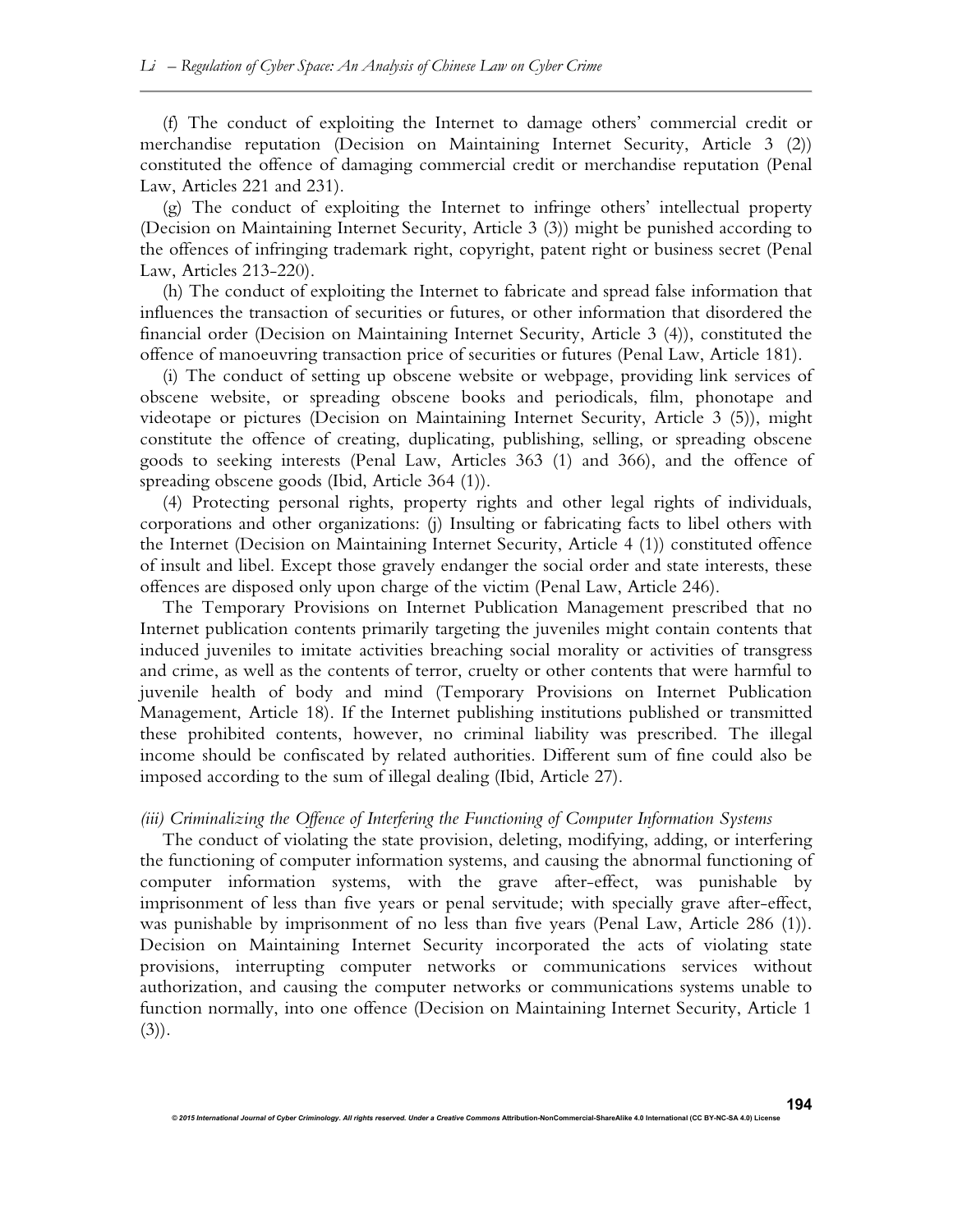(f) The conduct of exploiting the Internet to damage others' commercial credit or merchandise reputation (Decision on Maintaining Internet Security, Article 3 (2)) constituted the offence of damaging commercial credit or merchandise reputation (Penal Law, Articles 221 and 231).

(g) The conduct of exploiting the Internet to infringe others' intellectual property (Decision on Maintaining Internet Security, Article 3 (3)) might be punished according to the offences of infringing trademark right, copyright, patent right or business secret (Penal Law, Articles 213-220).

(h) The conduct of exploiting the Internet to fabricate and spread false information that influences the transaction of securities or futures, or other information that disordered the financial order (Decision on Maintaining Internet Security, Article 3 (4)), constituted the offence of manoeuvring transaction price of securities or futures (Penal Law, Article 181).

(i) The conduct of setting up obscene website or webpage, providing link services of obscene website, or spreading obscene books and periodicals, film, phonotape and videotape or pictures (Decision on Maintaining Internet Security, Article 3 (5)), might constitute the offence of creating, duplicating, publishing, selling, or spreading obscene goods to seeking interests (Penal Law, Articles 363 (1) and 366), and the offence of spreading obscene goods (Ibid, Article 364 (1)).

(4) Protecting personal rights, property rights and other legal rights of individuals, corporations and other organizations: (j) Insulting or fabricating facts to libel others with the Internet (Decision on Maintaining Internet Security, Article 4 (1)) constituted offence of insult and libel. Except those gravely endanger the social order and state interests, these offences are disposed only upon charge of the victim (Penal Law, Article 246).

The Temporary Provisions on Internet Publication Management prescribed that no Internet publication contents primarily targeting the juveniles might contain contents that induced juveniles to imitate activities breaching social morality or activities of transgress and crime, as well as the contents of terror, cruelty or other contents that were harmful to juvenile health of body and mind (Temporary Provisions on Internet Publication Management, Article 18). If the Internet publishing institutions published or transmitted these prohibited contents, however, no criminal liability was prescribed. The illegal income should be confiscated by related authorities. Different sum of fine could also be imposed according to the sum of illegal dealing (Ibid, Article 27).

### *(iii) Criminalizing the Offence of Interfering the Functioning of Computer Information Systems*

The conduct of violating the state provision, deleting, modifying, adding, or interfering the functioning of computer information systems, and causing the abnormal functioning of computer information systems, with the grave after-effect, was punishable by imprisonment of less than five years or penal servitude; with specially grave after-effect, was punishable by imprisonment of no less than five years (Penal Law, Article 286 (1)). Decision on Maintaining Internet Security incorporated the acts of violating state provisions, interrupting computer networks or communications services without authorization, and causing the computer networks or communications systems unable to function normally, into one offence (Decision on Maintaining Internet Security, Article 1 (3)).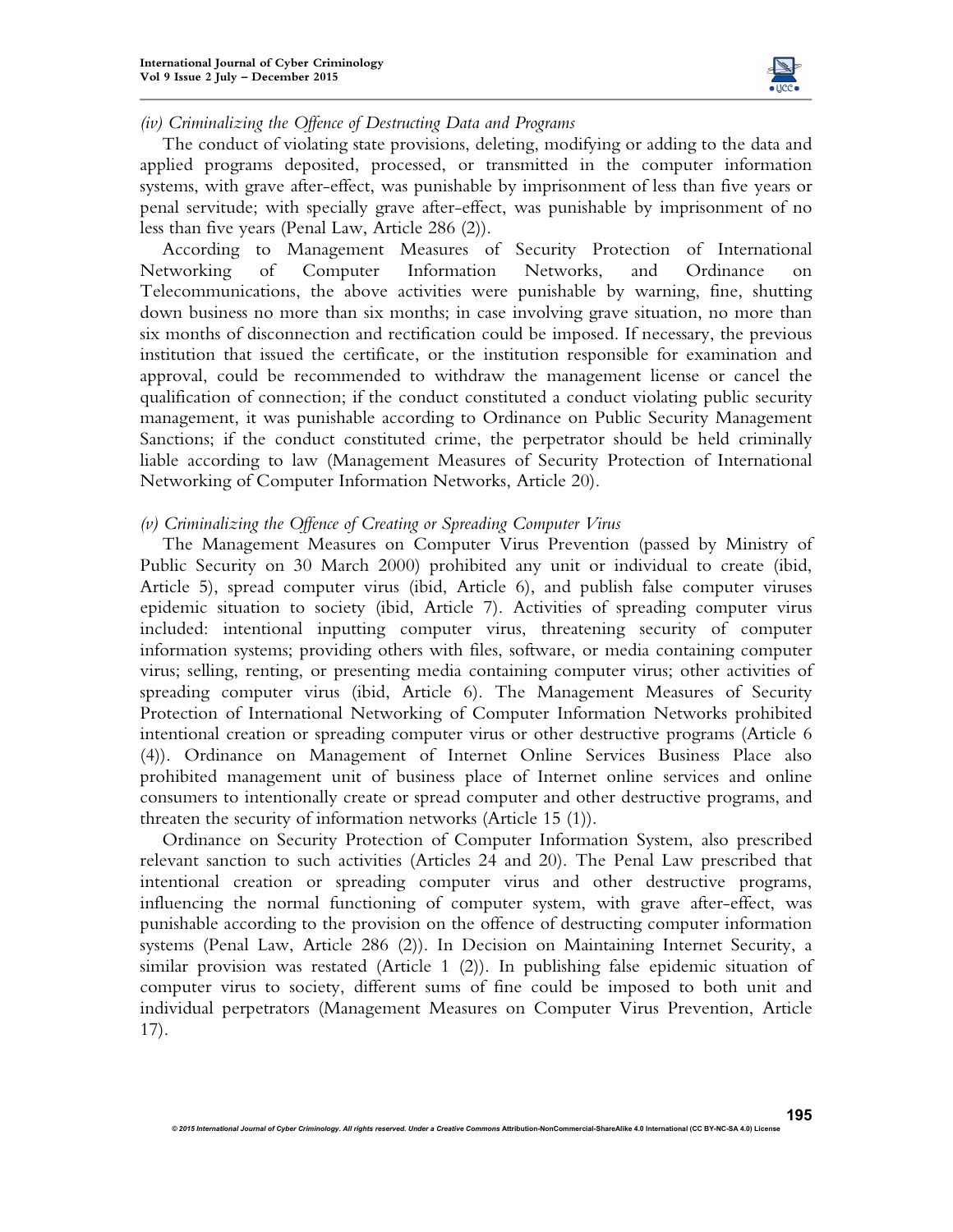*(iv) Criminalizing the Offence of Destructing Data and Programs*

The conduct of violating state provisions, deleting, modifying or adding to the data and applied programs deposited, processed, or transmitted in the computer information systems, with grave after-effect, was punishable by imprisonment of less than five years or penal servitude; with specially grave after-effect, was punishable by imprisonment of no less than five years (Penal Law, Article 286 (2)).

According to Management Measures of Security Protection of International Networking of Computer Information Networks, and Ordinance on Telecommunications, the above activities were punishable by warning, fine, shutting down business no more than six months; in case involving grave situation, no more than six months of disconnection and rectification could be imposed. If necessary, the previous institution that issued the certificate, or the institution responsible for examination and approval, could be recommended to withdraw the management license or cancel the qualification of connection; if the conduct constituted a conduct violating public security management, it was punishable according to Ordinance on Public Security Management Sanctions; if the conduct constituted crime, the perpetrator should be held criminally liable according to law (Management Measures of Security Protection of International Networking of Computer Information Networks, Article 20).

*(v) Criminalizing the Offence of Creating or Spreading Computer Virus*

The Management Measures on Computer Virus Prevention (passed by Ministry of Public Security on 30 March 2000) prohibited any unit or individual to create (ibid, Article 5), spread computer virus (ibid, Article 6), and publish false computer viruses epidemic situation to society (ibid, Article 7). Activities of spreading computer virus included: intentional inputting computer virus, threatening security of computer information systems; providing others with files, software, or media containing computer virus; selling, renting, or presenting media containing computer virus; other activities of spreading computer virus (ibid, Article 6). The Management Measures of Security Protection of International Networking of Computer Information Networks prohibited intentional creation or spreading computer virus or other destructive programs (Article 6 (4)). Ordinance on Management of Internet Online Services Business Place also prohibited management unit of business place of Internet online services and online consumers to intentionally create or spread computer and other destructive programs, and threaten the security of information networks (Article 15 (1)).

Ordinance on Security Protection of Computer Information System, also prescribed relevant sanction to such activities (Articles 24 and 20). The Penal Law prescribed that intentional creation or spreading computer virus and other destructive programs, influencing the normal functioning of computer system, with grave after-effect, was punishable according to the provision on the offence of destructing computer information systems (Penal Law, Article 286 (2)). In Decision on Maintaining Internet Security, a similar provision was restated (Article 1 (2)). In publishing false epidemic situation of computer virus to society, different sums of fine could be imposed to both unit and individual perpetrators (Management Measures on Computer Virus Prevention, Article 17).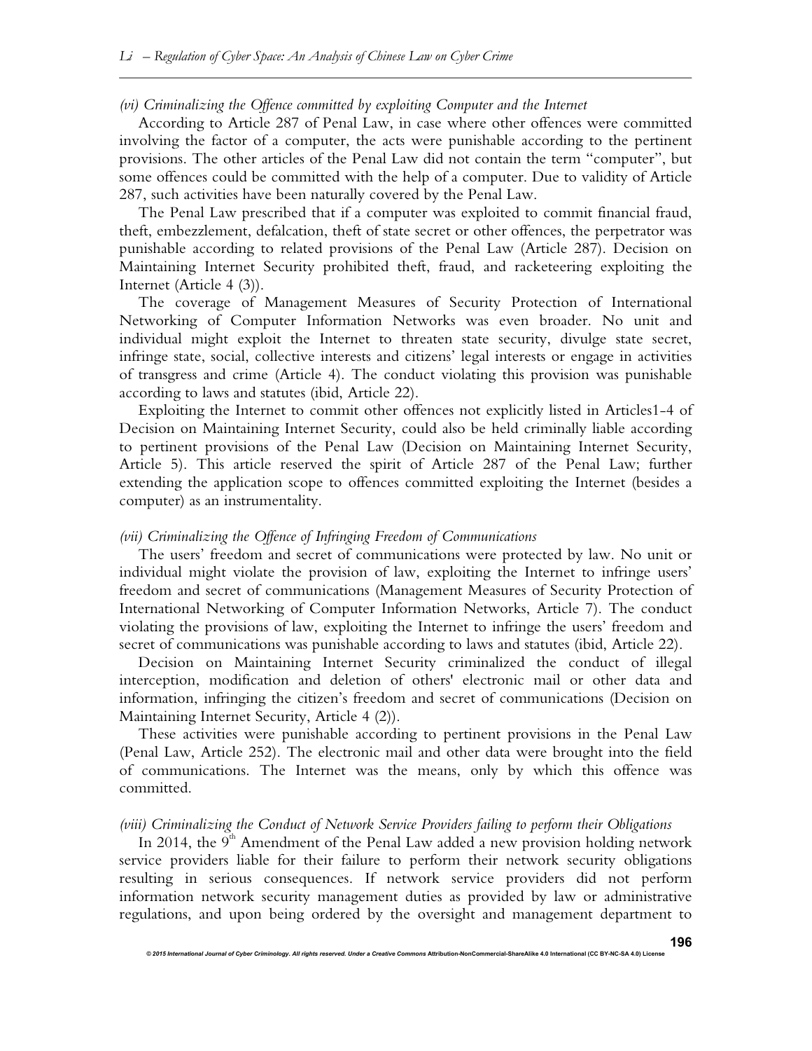*(vi) Criminalizing the Offence committed by exploiting Computer and the Internet*

According to Article 287 of Penal Law, in case where other offences were committed involving the factor of a computer, the acts were punishable according to the pertinent provisions. The other articles of the Penal Law did not contain the term "computer", but some offences could be committed with the help of a computer. Due to validity of Article 287, such activities have been naturally covered by the Penal Law.

The Penal Law prescribed that if a computer was exploited to commit financial fraud, theft, embezzlement, defalcation, theft of state secret or other offences, the perpetrator was punishable according to related provisions of the Penal Law (Article 287). Decision on Maintaining Internet Security prohibited theft, fraud, and racketeering exploiting the Internet (Article 4 (3)).

The coverage of Management Measures of Security Protection of International Networking of Computer Information Networks was even broader. No unit and individual might exploit the Internet to threaten state security, divulge state secret, infringe state, social, collective interests and citizens' legal interests or engage in activities of transgress and crime (Article 4). The conduct violating this provision was punishable according to laws and statutes (ibid, Article 22).

Exploiting the Internet to commit other offences not explicitly listed in Articles1-4 of Decision on Maintaining Internet Security, could also be held criminally liable according to pertinent provisions of the Penal Law (Decision on Maintaining Internet Security, Article 5). This article reserved the spirit of Article 287 of the Penal Law; further extending the application scope to offences committed exploiting the Internet (besides a computer) as an instrumentality.

*(vii) Criminalizing the Offence of Infringing Freedom of Communications*

The users' freedom and secret of communications were protected by law. No unit or individual might violate the provision of law, exploiting the Internet to infringe users' freedom and secret of communications (Management Measures of Security Protection of International Networking of Computer Information Networks, Article 7). The conduct violating the provisions of law, exploiting the Internet to infringe the users' freedom and secret of communications was punishable according to laws and statutes (ibid, Article 22).

Decision on Maintaining Internet Security criminalized the conduct of illegal interception, modification and deletion of others' electronic mail or other data and information, infringing the citizen's freedom and secret of communications (Decision on Maintaining Internet Security, Article 4 (2)).

These activities were punishable according to pertinent provisions in the Penal Law (Penal Law, Article 252). The electronic mail and other data were brought into the field of communications. The Internet was the means, only by which this offence was committed.

*(viii) Criminalizing the Conduct of Network Service Providers failing to perform their Obligations*

In 2014, the 9th Amendment of the Penal Law added a new provision holding network service providers liable for their failure to perform their network security obligations resulting in serious consequences. If network service providers did not perform information network security management duties as provided by law or administrative regulations, and upon being ordered by the oversight and management department to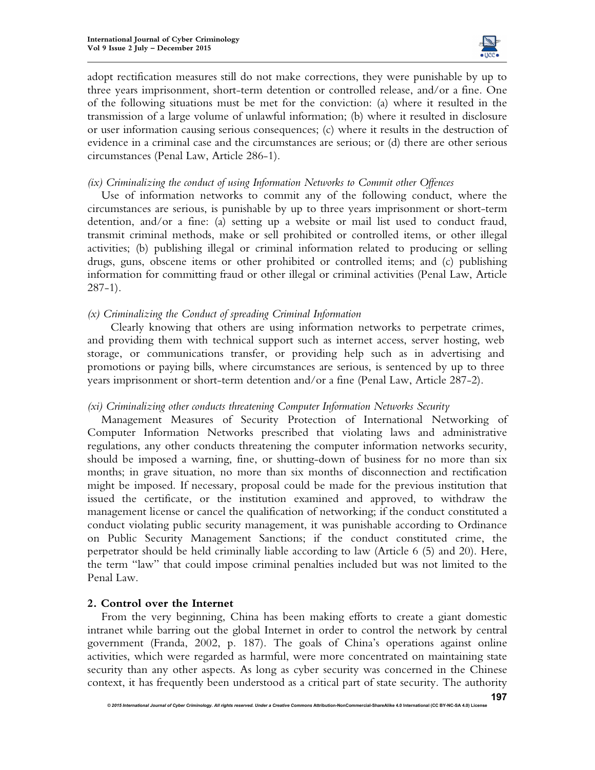adopt rectification measures still do not make corrections, they were punishable by up to three years imprisonment, short-term detention or controlled release, and/or a fine. One of the following situations must be met for the conviction: (a) where it resulted in the transmission of a large volume of unlawful information; (b) where it resulted in disclosure or user information causing serious consequences; (c) where it results in the destruction of evidence in a criminal case and the circumstances are serious; or (d) there are other serious circumstances (Penal Law, Article 286-1).

*(ix) Criminalizing the conduct of using Information Networks to Commit other Offences*

Use of information networks to commit any of the following conduct, where the circumstances are serious, is punishable by up to three years imprisonment or short-term detention, and/or a fine: (a) setting up a website or mail list used to conduct fraud, transmit criminal methods, make or sell prohibited or controlled items, or other illegal activities; (b) publishing illegal or criminal information related to producing or selling drugs, guns, obscene items or other prohibited or controlled items; and (c) publishing information for committing fraud or other illegal or criminal activities (Penal Law, Article 287-1).

*(x) Criminalizing the Conduct of spreading Criminal Information*

Clearly knowing that others are using information networks to perpetrate crimes, and providing them with technical support such as internet access, server hosting, web storage, or communications transfer, or providing help such as in advertising and promotions or paying bills, where circumstances are serious, is sentenced by up to three years imprisonment or short-term detention and/or a fine (Penal Law, Article 287-2).

*(xi) Criminalizing other conducts threatening Computer Information Networks Security*

Management Measures of Security Protection of International Networking of Computer Information Networks prescribed that violating laws and administrative regulations, any other conducts threatening the computer information networks security, should be imposed a warning, fine, or shutting-down of business for no more than six months; in grave situation, no more than six months of disconnection and rectification might be imposed. If necessary, proposal could be made for the previous institution that issued the certificate, or the institution examined and approved, to withdraw the management license or cancel the qualification of networking; if the conduct constituted a conduct violating public security management, it was punishable according to Ordinance on Public Security Management Sanctions; if the conduct constituted crime, the perpetrator should be held criminally liable according to law (Article 6 (5) and 20). Here, the term "law" that could impose criminal penalties included but was not limited to the Penal Law.

## 2. Control over the Internet

From the very beginning, China has been making efforts to create a giant domestic intranet while barring out the global Internet in order to control the network by central government (Franda, 2002, p. 187). The goals of China's operations against online activities, which were regarded as harmful, were more concentrated on maintaining state security than any other aspects. As long as cyber security was concerned in the Chinese context, it has frequently been understood as a critical part of state security. The authority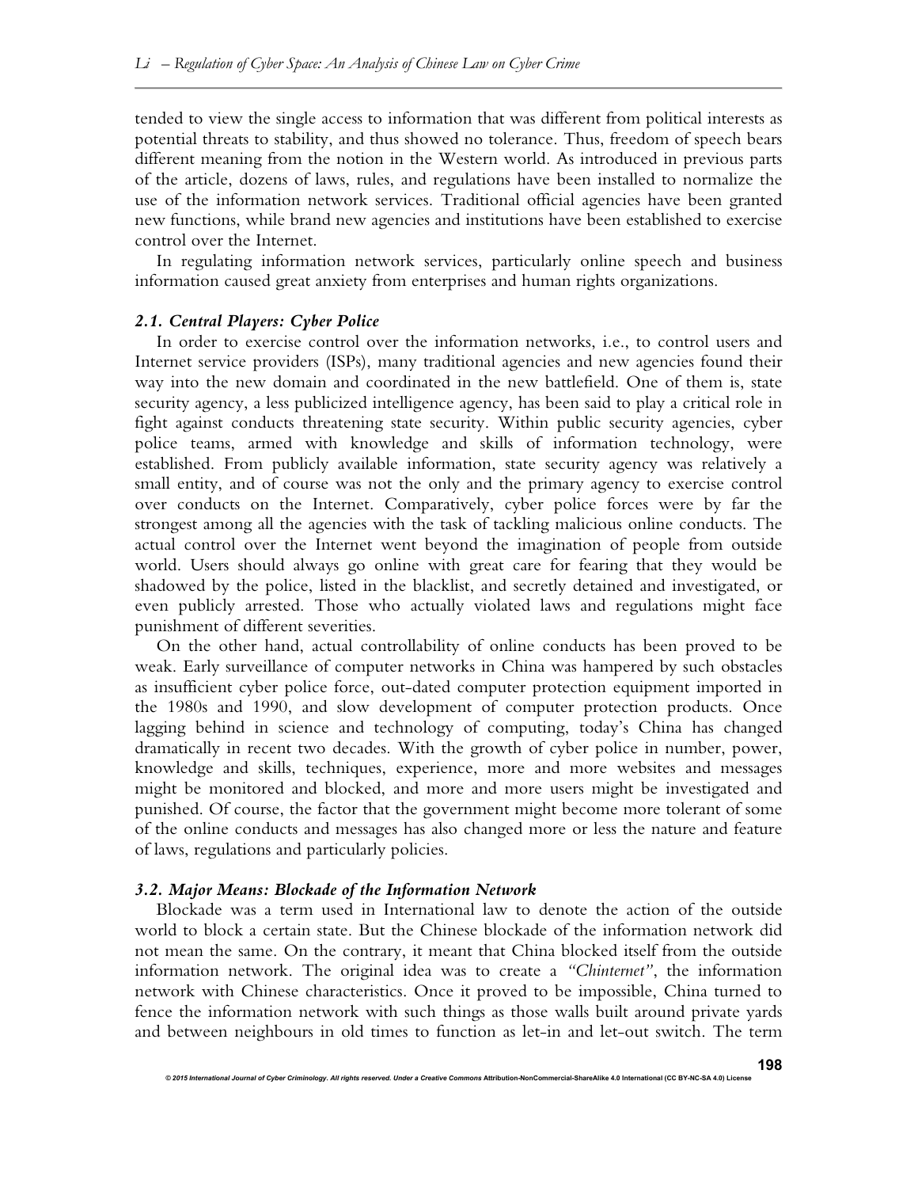tended to view the single access to information that was different from political interests as potential threats to stability, and thus showed no tolerance. Thus, freedom of speech bears different meaning from the notion in the Western world. As introduced in previous parts of the article, dozens of laws, rules, and regulations have been installed to normalize the use of the information network services. Traditional official agencies have been granted new functions, while brand new agencies and institutions have been established to exercise control over the Internet.

In regulating information network services, particularly online speech and business information caused great anxiety from enterprises and human rights organizations.

### *2.1. Central Players: Cyber Police*

In order to exercise control over the information networks, i.e., to control users and Internet service providers (ISPs), many traditional agencies and new agencies found their way into the new domain and coordinated in the new battlefield. One of them is, state security agency, a less publicized intelligence agency, has been said to play a critical role in fight against conducts threatening state security. Within public security agencies, cyber police teams, armed with knowledge and skills of information technology, were established. From publicly available information, state security agency was relatively a small entity, and of course was not the only and the primary agency to exercise control over conducts on the Internet. Comparatively, cyber police forces were by far the strongest among all the agencies with the task of tackling malicious online conducts. The actual control over the Internet went beyond the imagination of people from outside world. Users should always go online with great care for fearing that they would be shadowed by the police, listed in the blacklist, and secretly detained and investigated, or even publicly arrested. Those who actually violated laws and regulations might face punishment of different severities.

On the other hand, actual controllability of online conducts has been proved to be weak. Early surveillance of computer networks in China was hampered by such obstacles as insufficient cyber police force, out-dated computer protection equipment imported in the 1980s and 1990, and slow development of computer protection products. Once lagging behind in science and technology of computing, today's China has changed dramatically in recent two decades. With the growth of cyber police in number, power, knowledge and skills, techniques, experience, more and more websites and messages might be monitored and blocked, and more and more users might be investigated and punished. Of course, the factor that the government might become more tolerant of some of the online conducts and messages has also changed more or less the nature and feature of laws, regulations and particularly policies.

### *3.2. Major Means: Blockade of the Information Network*

Blockade was a term used in International law to denote the action of the outside world to block a certain state. But the Chinese blockade of the information network did not mean the same. On the contrary, it meant that China blocked itself from the outside information network. The original idea was to create a *"Chinternet"*, the information network with Chinese characteristics. Once it proved to be impossible, China turned to fence the information network with such things as those walls built around private yards and between neighbours in old times to function as let-in and let-out switch. The term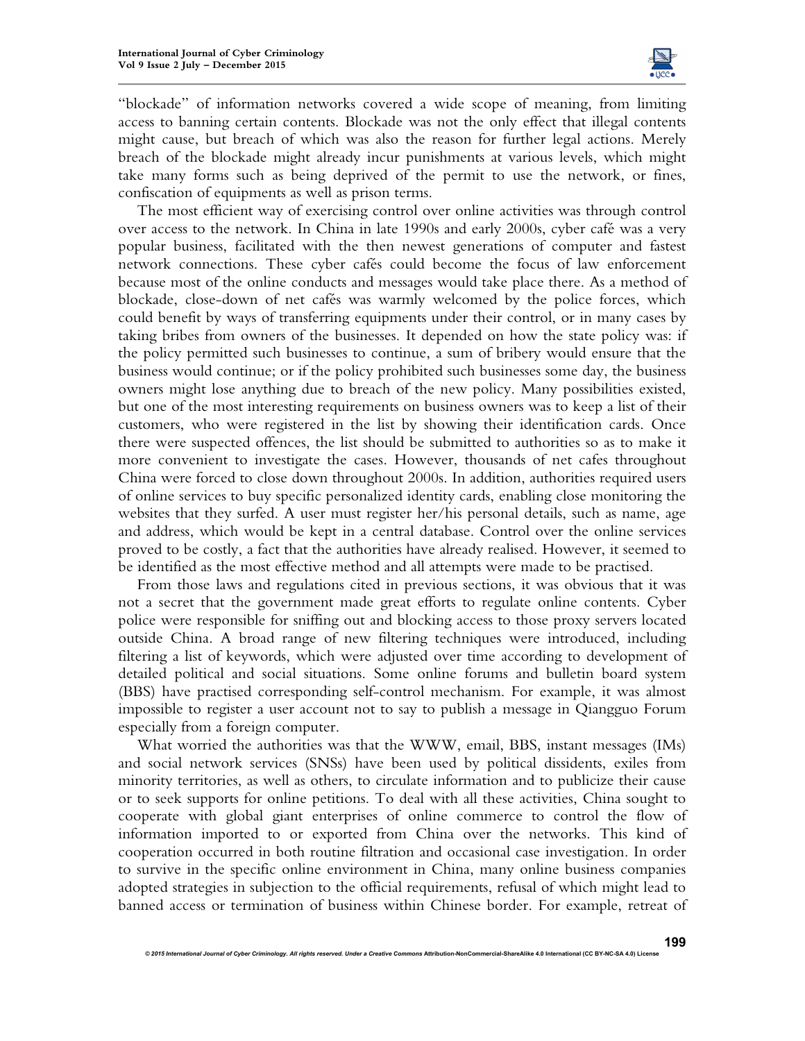"blockade" of information networks covered a wide scope of meaning, from limiting access to banning certain contents. Blockade was not the only effect that illegal contents might cause, but breach of which was also the reason for further legal actions. Merely breach of the blockade might already incur punishments at various levels, which might take many forms such as being deprived of the permit to use the network, or fines, confiscation of equipments as well as prison terms.

The most efficient way of exercising control over online activities was through control over access to the network. In China in late 1990s and early 2000s, cyber café was a very popular business, facilitated with the then newest generations of computer and fastest network connections. These cyber cafés could become the focus of law enforcement because most of the online conducts and messages would take place there. As a method of blockade, close-down of net cafés was warmly welcomed by the police forces, which could benefit by ways of transferring equipments under their control, or in many cases by taking bribes from owners of the businesses. It depended on how the state policy was: if the policy permitted such businesses to continue, a sum of bribery would ensure that the business would continue; or if the policy prohibited such businesses some day, the business owners might lose anything due to breach of the new policy. Many possibilities existed, but one of the most interesting requirements on business owners was to keep a list of their customers, who were registered in the list by showing their identification cards. Once there were suspected offences, the list should be submitted to authorities so as to make it more convenient to investigate the cases. However, thousands of net cafes throughout China were forced to close down throughout 2000s. In addition, authorities required users of online services to buy specific personalized identity cards, enabling close monitoring the websites that they surfed. A user must register her/his personal details, such as name, age and address, which would be kept in a central database. Control over the online services proved to be costly, a fact that the authorities have already realised. However, it seemed to be identified as the most effective method and all attempts were made to be practised.

From those laws and regulations cited in previous sections, it was obvious that it was not a secret that the government made great efforts to regulate online contents. Cyber police were responsible for sniffing out and blocking access to those proxy servers located outside China. A broad range of new filtering techniques were introduced, including filtering a list of keywords, which were adjusted over time according to development of detailed political and social situations. Some online forums and bulletin board system (BBS) have practised corresponding self-control mechanism. For example, it was almost impossible to register a user account not to say to publish a message in Qiangguo Forum especially from a foreign computer.

What worried the authorities was that the WWW, email, BBS, instant messages (IMs) and social network services (SNSs) have been used by political dissidents, exiles from minority territories, as well as others, to circulate information and to publicize their cause or to seek supports for online petitions. To deal with all these activities, China sought to cooperate with global giant enterprises of online commerce to control the flow of information imported to or exported from China over the networks. This kind of cooperation occurred in both routine filtration and occasional case investigation. In order to survive in the specific online environment in China, many online business companies adopted strategies in subjection to the official requirements, refusal of which might lead to banned access or termination of business within Chinese border. For example, retreat of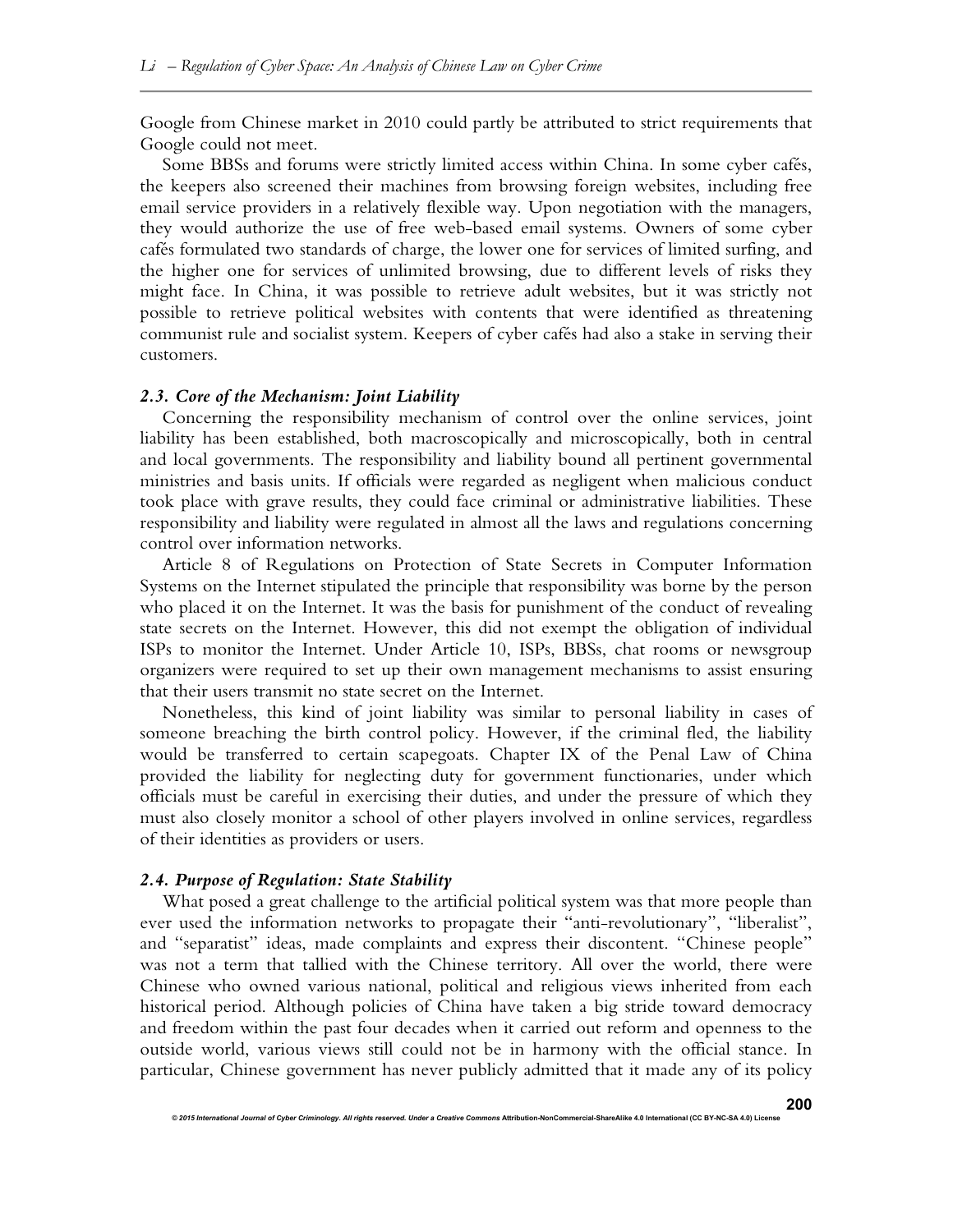Google from Chinese market in 2010 could partly be attributed to strict requirements that Google could not meet.

Some BBSs and forums were strictly limited access within China. In some cyber cafés, the keepers also screened their machines from browsing foreign websites, including free email service providers in a relatively flexible way. Upon negotiation with the managers, they would authorize the use of free web-based email systems. Owners of some cyber cafés formulated two standards of charge, the lower one for services of limited surfing, and the higher one for services of unlimited browsing, due to different levels of risks they might face. In China, it was possible to retrieve adult websites, but it was strictly not possible to retrieve political websites with contents that were identified as threatening communist rule and socialist system. Keepers of cyber cafés had also a stake in serving their customers.

### *2.3. Core of the Mechanism: Joint Liability*

Concerning the responsibility mechanism of control over the online services, joint liability has been established, both macroscopically and microscopically, both in central and local governments. The responsibility and liability bound all pertinent governmental ministries and basis units. If officials were regarded as negligent when malicious conduct took place with grave results, they could face criminal or administrative liabilities. These responsibility and liability were regulated in almost all the laws and regulations concerning control over information networks.

Article 8 of Regulations on Protection of State Secrets in Computer Information Systems on the Internet stipulated the principle that responsibility was borne by the person who placed it on the Internet. It was the basis for punishment of the conduct of revealing state secrets on the Internet. However, this did not exempt the obligation of individual ISPs to monitor the Internet. Under Article 10, ISPs, BBSs, chat rooms or newsgroup organizers were required to set up their own management mechanisms to assist ensuring that their users transmit no state secret on the Internet.

Nonetheless, this kind of joint liability was similar to personal liability in cases of someone breaching the birth control policy. However, if the criminal fled, the liability would be transferred to certain scapegoats. Chapter IX of the Penal Law of China provided the liability for neglecting duty for government functionaries, under which officials must be careful in exercising their duties, and under the pressure of which they must also closely monitor a school of other players involved in online services, regardless of their identities as providers or users.

### *2.4. Purpose of Regulation: State Stability*

What posed a great challenge to the artificial political system was that more people than ever used the information networks to propagate their "anti-revolutionary", "liberalist", and "separatist" ideas, made complaints and express their discontent. "Chinese people" was not a term that tallied with the Chinese territory. All over the world, there were Chinese who owned various national, political and religious views inherited from each historical period. Although policies of China have taken a big stride toward democracy and freedom within the past four decades when it carried out reform and openness to the outside world, various views still could not be in harmony with the official stance. In particular, Chinese government has never publicly admitted that it made any of its policy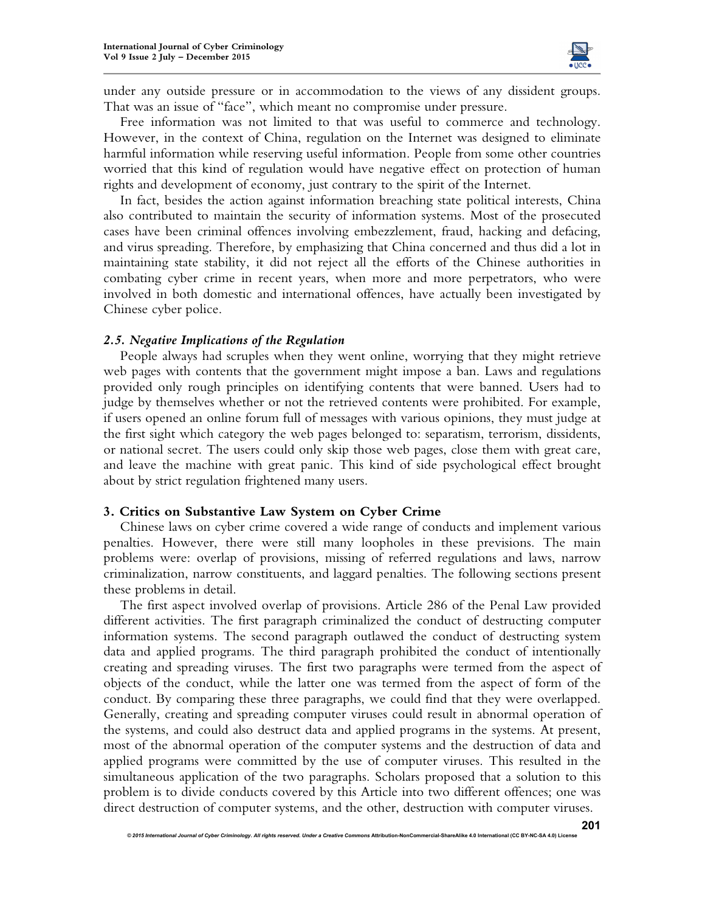under any outside pressure or in accommodation to the views of any dissident groups. That was an issue of "face", which meant no compromise under pressure.

Free information was not limited to that was useful to commerce and technology. However, in the context of China, regulation on the Internet was designed to eliminate harmful information while reserving useful information. People from some other countries worried that this kind of regulation would have negative effect on protection of human rights and development of economy, just contrary to the spirit of the Internet.

In fact, besides the action against information breaching state political interests, China also contributed to maintain the security of information systems. Most of the prosecuted cases have been criminal offences involving embezzlement, fraud, hacking and defacing, and virus spreading. Therefore, by emphasizing that China concerned and thus did a lot in maintaining state stability, it did not reject all the efforts of the Chinese authorities in combating cyber crime in recent years, when more and more perpetrators, who were involved in both domestic and international offences, have actually been investigated by Chinese cyber police.

### *2.5. Negative Implications of the Regulation*

People always had scruples when they went online, worrying that they might retrieve web pages with contents that the government might impose a ban. Laws and regulations provided only rough principles on identifying contents that were banned. Users had to judge by themselves whether or not the retrieved contents were prohibited. For example, if users opened an online forum full of messages with various opinions, they must judge at the first sight which category the web pages belonged to: separatism, terrorism, dissidents, or national secret. The users could only skip those web pages, close them with great care, and leave the machine with great panic. This kind of side psychological effect brought about by strict regulation frightened many users.

## 3. Critics on Substantive Law System on Cyber Crime

Chinese laws on cyber crime covered a wide range of conducts and implement various penalties. However, there were still many loopholes in these previsions. The main problems were: overlap of provisions, missing of referred regulations and laws, narrow criminalization, narrow constituents, and laggard penalties. The following sections present these problems in detail.

The first aspect involved overlap of provisions. Article 286 of the Penal Law provided different activities. The first paragraph criminalized the conduct of destructing computer information systems. The second paragraph outlawed the conduct of destructing system data and applied programs. The third paragraph prohibited the conduct of intentionally creating and spreading viruses. The first two paragraphs were termed from the aspect of objects of the conduct, while the latter one was termed from the aspect of form of the conduct. By comparing these three paragraphs, we could find that they were overlapped. Generally, creating and spreading computer viruses could result in abnormal operation of the systems, and could also destruct data and applied programs in the systems. At present, most of the abnormal operation of the computer systems and the destruction of data and applied programs were committed by the use of computer viruses. This resulted in the simultaneous application of the two paragraphs. Scholars proposed that a solution to this problem is to divide conducts covered by this Article into two different offences; one was direct destruction of computer systems, and the other, destruction with computer viruses.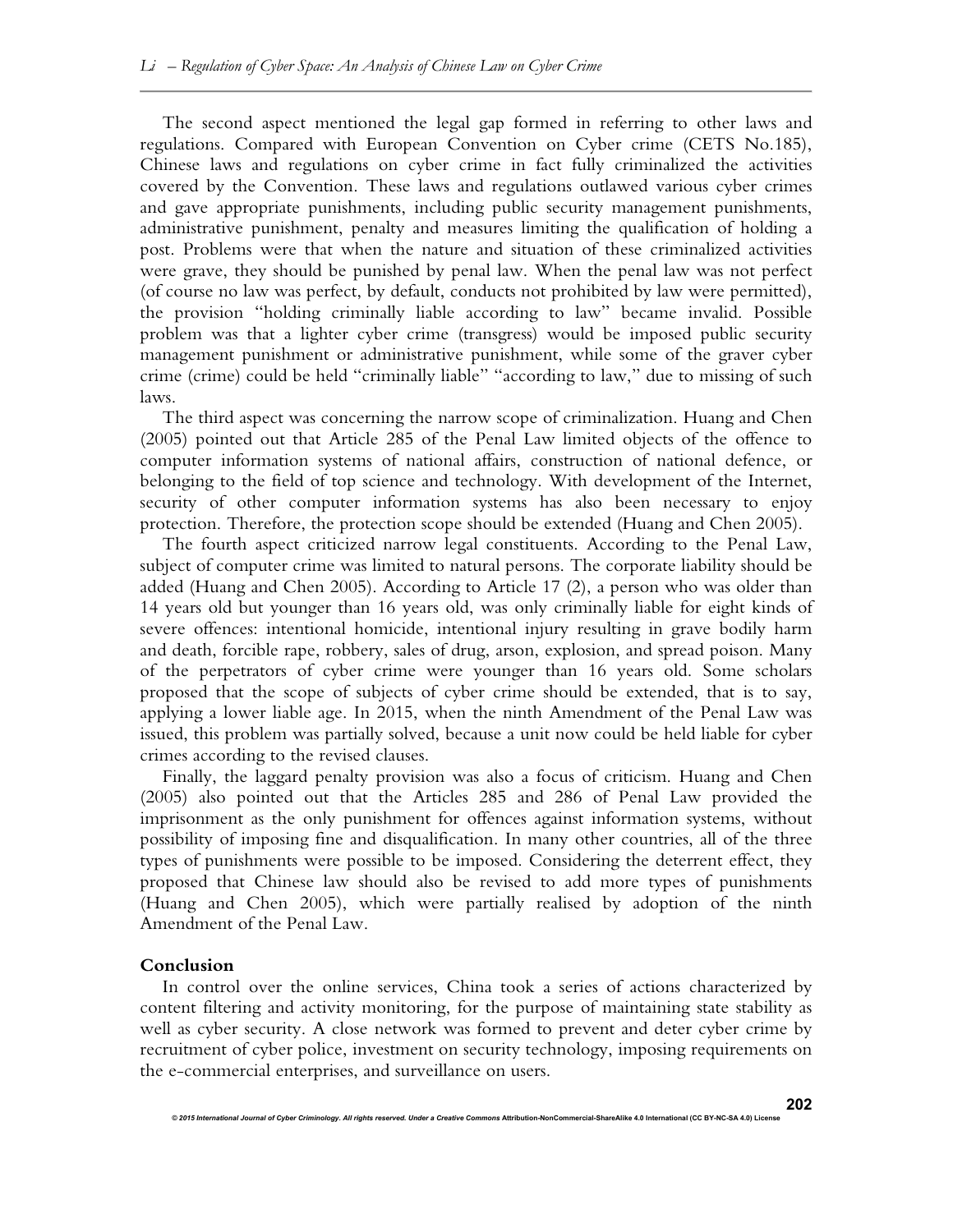The second aspect mentioned the legal gap formed in referring to other laws and regulations. Compared with European Convention on Cyber crime (CETS No.185), Chinese laws and regulations on cyber crime in fact fully criminalized the activities covered by the Convention. These laws and regulations outlawed various cyber crimes and gave appropriate punishments, including public security management punishments, administrative punishment, penalty and measures limiting the qualification of holding a post. Problems were that when the nature and situation of these criminalized activities were grave, they should be punished by penal law. When the penal law was not perfect (of course no law was perfect, by default, conducts not prohibited by law were permitted), the provision "holding criminally liable according to law" became invalid. Possible problem was that a lighter cyber crime (transgress) would be imposed public security management punishment or administrative punishment, while some of the graver cyber crime (crime) could be held "criminally liable" "according to law," due to missing of such laws.

The third aspect was concerning the narrow scope of criminalization. Huang and Chen (2005) pointed out that Article 285 of the Penal Law limited objects of the offence to computer information systems of national affairs, construction of national defence, or belonging to the field of top science and technology. With development of the Internet, security of other computer information systems has also been necessary to enjoy protection. Therefore, the protection scope should be extended (Huang and Chen 2005).

The fourth aspect criticized narrow legal constituents. According to the Penal Law, subject of computer crime was limited to natural persons. The corporate liability should be added (Huang and Chen 2005). According to Article 17 (2), a person who was older than 14 years old but younger than 16 years old, was only criminally liable for eight kinds of severe offences: intentional homicide, intentional injury resulting in grave bodily harm and death, forcible rape, robbery, sales of drug, arson, explosion, and spread poison. Many of the perpetrators of cyber crime were younger than 16 years old. Some scholars proposed that the scope of subjects of cyber crime should be extended, that is to say, applying a lower liable age. In 2015, when the ninth Amendment of the Penal Law was issued, this problem was partially solved, because a unit now could be held liable for cyber crimes according to the revised clauses.

Finally, the laggard penalty provision was also a focus of criticism. Huang and Chen (2005) also pointed out that the Articles 285 and 286 of Penal Law provided the imprisonment as the only punishment for offences against information systems, without possibility of imposing fine and disqualification. In many other countries, all of the three types of punishments were possible to be imposed. Considering the deterrent effect, they proposed that Chinese law should also be revised to add more types of punishments (Huang and Chen 2005), which were partially realised by adoption of the ninth Amendment of the Penal Law.

## Conclusion

In control over the online services, China took a series of actions characterized by content filtering and activity monitoring, for the purpose of maintaining state stability as well as cyber security. A close network was formed to prevent and deter cyber crime by recruitment of cyber police, investment on security technology, imposing requirements on the e-commercial enterprises, and surveillance on users.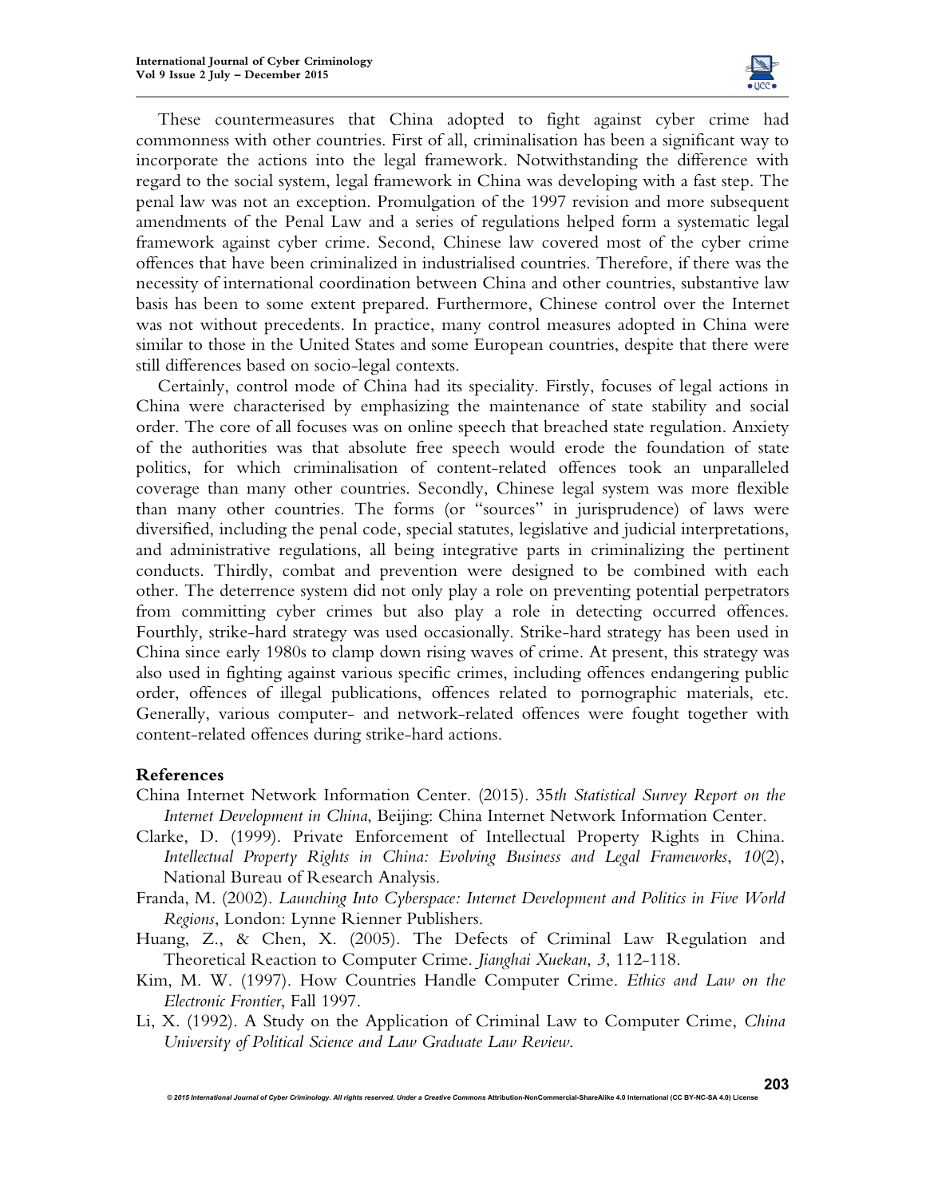These countermeasures that China adopted to fight against cyber crime had commonness with other countries. First of all, criminalisation has been a significant way to incorporate the actions into the legal framework. Notwithstanding the difference with regard to the social system, legal framework in China was developing with a fast step. The penal law was not an exception. Promulgation of the 1997 revision and more subsequent amendments of the Penal Law and a series of regulations helped form a systematic legal framework against cyber crime. Second, Chinese law covered most of the cyber crime offences that have been criminalized in industrialised countries. Therefore, if there was the necessity of international coordination between China and other countries, substantive law basis has been to some extent prepared. Furthermore, Chinese control over the Internet was not without precedents. In practice, many control measures adopted in China were similar to those in the United States and some European countries, despite that there were still differences based on socio-legal contexts.

Certainly, control mode of China had its speciality. Firstly, focuses of legal actions in China were characterised by emphasizing the maintenance of state stability and social order. The core of all focuses was on online speech that breached state regulation. Anxiety of the authorities was that absolute free speech would erode the foundation of state politics, for which criminalisation of content-related offences took an unparalleled coverage than many other countries. Secondly, Chinese legal system was more flexible than many other countries. The forms (or "sources" in jurisprudence) of laws were diversified, including the penal code, special statutes, legislative and judicial interpretations, and administrative regulations, all being integrative parts in criminalizing the pertinent conducts. Thirdly, combat and prevention were designed to be combined with each other. The deterrence system did not only play a role on preventing potential perpetrators from committing cyber crimes but also play a role in detecting occurred offences. Fourthly, strike-hard strategy was used occasionally. Strike-hard strategy has been used in China since early 1980s to clamp down rising waves of crime. At present, this strategy was also used in fighting against various specific crimes, including offences endangering public order, offences of illegal publications, offences related to pornographic materials, etc. Generally, various computer- and network-related offences were fought together with content-related offences during strike-hard actions.

## References

China Internet Network Information Center. (2015). *35th Statistical Survey Report on the Internet Development in China*, Beijing: China Internet Network Information Center.

Clarke, D. (1999). Private Enforcement of Intellectual Property Rights in China. *Intellectual Property Rights in China: Evolving Business and Legal Frameworks*, *10*(2), National Bureau of Research Analysis.

Franda, M. (2002). *Launching Into Cyberspace: Internet Development and Politics in Five World Regions*, London: Lynne Rienner Publishers.

Huang, Z., & Chen, X. (2005). The Defects of Criminal Law Regulation and Theoretical Reaction to Computer Crime. *Jianghai Xuekan*, *3*, 112-118.

Kim, M. W. (1997). How Countries Handle Computer Crime. *Ethics and Law on the Electronic Frontier*, Fall 1997.

Li, X. (1992). A Study on the Application of Criminal Law to Computer Crime, *China University of Political Science and Law Graduate Law Review*.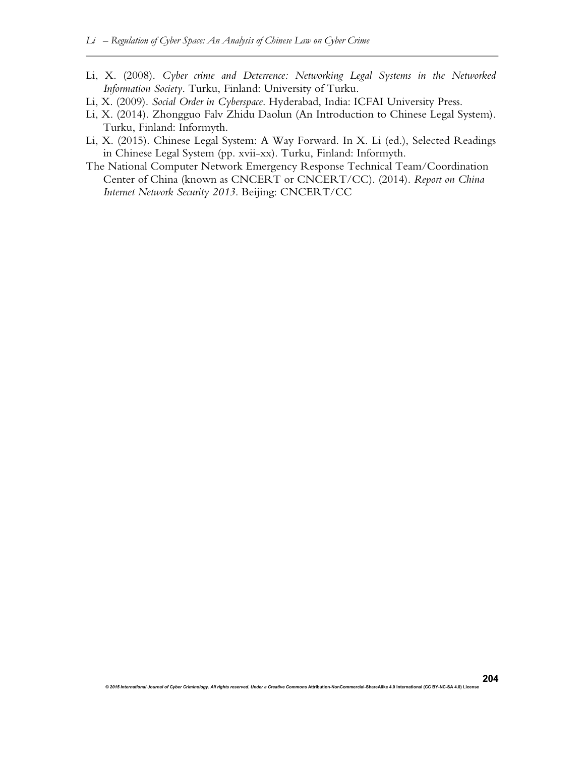Li, X. (2008). *Cyber crime and Deterrence: Networking Legal Systems in the Networked Information Society*. Turku, Finland: University of Turku.

Li, X. (2009). *Social Order in Cyberspace*. Hyderabad, India: ICFAI University Press.

Li, X. (2014). Zhongguo Falv Zhidu Daolun (An Introduction to Chinese Legal System). Turku, Finland: Informyth.

Li, X. (2015). Chinese Legal System: A Way Forward. In X. Li (ed.), Selected Readings in Chinese Legal System (pp. xvii-xx). Turku, Finland: Informyth.

The National Computer Network Emergency Response Technical Team/Coordination Center of China (known as CNCERT or CNCERT/CC). (2014). *Report on China Internet Network Security 2013*. Beijing: CNCERT/CC